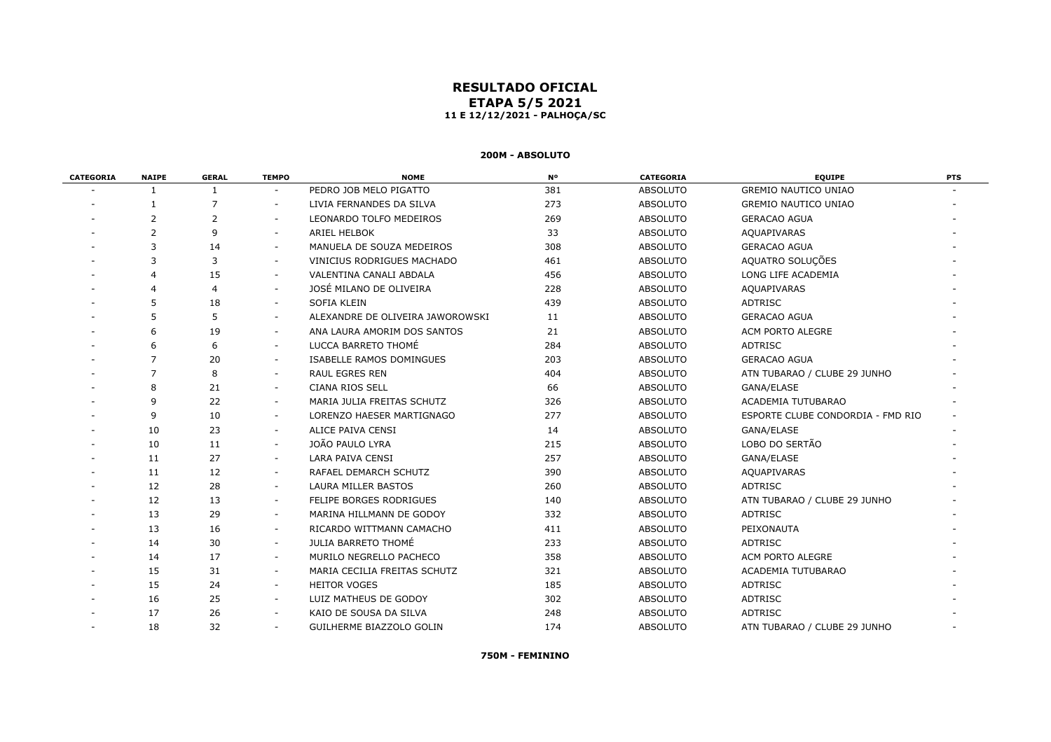# RESULTADO OFICIAL
## ETAPA 5/5 2021
### 11 E 12/12/2021 - PALHOÇA/SC

**200M - ABSOLUTO**

| CATEGORIA | NAIPE | GERAL | TEMPO | NOME | Nº | CATEGORIA | EQUIPE | PTS |
|---|---|---|---|---|---|---|---|---|
| - | 1 | 1 | - | PEDRO JOB MELO PIGATTO | 381 | ABSOLUTO | GREMIO NAUTICO UNIAO | - |
| - | 1 | 7 | - | LIVIA FERNANDES DA SILVA | 273 | ABSOLUTO | GREMIO NAUTICO UNIAO | - |
| - | 2 | 2 | - | LEONARDO TOLFO MEDEIROS | 269 | ABSOLUTO | GERACAO AGUA | - |
| - | 2 | 9 | - | ARIEL HELBOK | 33 | ABSOLUTO | AQUAPIVARAS | - |
| - | 3 | 14 | - | MANUELA DE SOUZA MEDEIROS | 308 | ABSOLUTO | GERACAO AGUA | - |
| - | 3 | 3 | - | VINICIUS RODRIGUES MACHADO | 461 | ABSOLUTO | AQUATRO SOLUÇÕES | - |
| - | 4 | 15 | - | VALENTINA CANALI ABDALA | 456 | ABSOLUTO | LONG LIFE ACADEMIA | - |
| - | 4 | 4 | - | JOSÉ MILANO DE OLIVEIRA | 228 | ABSOLUTO | AQUAPIVARAS | - |
| - | 5 | 18 | - | SOFIA KLEIN | 439 | ABSOLUTO | ADTRISC | - |
| - | 5 | 5 | - | ALEXANDRE DE OLIVEIRA JAWOROWSKI | 11 | ABSOLUTO | GERACAO AGUA | - |
| - | 6 | 19 | - | ANA LAURA AMORIM DOS SANTOS | 21 | ABSOLUTO | ACM PORTO ALEGRE | - |
| - | 6 | 6 | - | LUCCA BARRETO THOMÉ | 284 | ABSOLUTO | ADTRISC | - |
| - | 7 | 20 | - | ISABELLE RAMOS DOMINGUES | 203 | ABSOLUTO | GERACAO AGUA | - |
| - | 7 | 8 | - | RAUL EGRES REN | 404 | ABSOLUTO | ATN TUBARAO / CLUBE 29 JUNHO | - |
| - | 8 | 21 | - | CIANA RIOS SELL | 66 | ABSOLUTO | GANA/ELASE | - |
| - | 9 | 22 | - | MARIA JULIA FREITAS SCHUTZ | 326 | ABSOLUTO | ACADEMIA TUTUBARAO | - |
| - | 9 | 10 | - | LORENZO HAESER MARTIGNAGO | 277 | ABSOLUTO | ESPORTE CLUBE CONDORDIA - FMD RIO | - |
| - | 10 | 23 | - | ALICE PAIVA CENSI | 14 | ABSOLUTO | GANA/ELASE | - |
| - | 10 | 11 | - | JOÃO PAULO LYRA | 215 | ABSOLUTO | LOBO DO SERTÃO | - |
| - | 11 | 27 | - | LARA PAIVA CENSI | 257 | ABSOLUTO | GANA/ELASE | - |
| - | 11 | 12 | - | RAFAEL DEMARCH SCHUTZ | 390 | ABSOLUTO | AQUAPIVARAS | - |
| - | 12 | 28 | - | LAURA MILLER BASTOS | 260 | ABSOLUTO | ADTRISC | - |
| - | 12 | 13 | - | FELIPE BORGES RODRIGUES | 140 | ABSOLUTO | ATN TUBARAO / CLUBE 29 JUNHO | - |
| - | 13 | 29 | - | MARINA HILLMANN DE GODOY | 332 | ABSOLUTO | ADTRISC | - |
| - | 13 | 16 | - | RICARDO WITTMANN CAMACHO | 411 | ABSOLUTO | PEIXONAUTA | - |
| - | 14 | 30 | - | JULIA BARRETO THOMÉ | 233 | ABSOLUTO | ADTRISC | - |
| - | 14 | 17 | - | MURILO NEGRELLO PACHECO | 358 | ABSOLUTO | ACM PORTO ALEGRE | - |
| - | 15 | 31 | - | MARIA CECILIA FREITAS SCHUTZ | 321 | ABSOLUTO | ACADEMIA TUTUBARAO | - |
| - | 15 | 24 | - | HEITOR VOGES | 185 | ABSOLUTO | ADTRISC | - |
| - | 16 | 25 | - | LUIZ MATHEUS DE GODOY | 302 | ABSOLUTO | ADTRISC | - |
| - | 17 | 26 | - | KAIO DE SOUSA DA SILVA | 248 | ABSOLUTO | ADTRISC | - |
| - | 18 | 32 | - | GUILHERME BIAZZOLO GOLIN | 174 | ABSOLUTO | ATN TUBARAO / CLUBE 29 JUNHO | - |

**750M - FEMININO**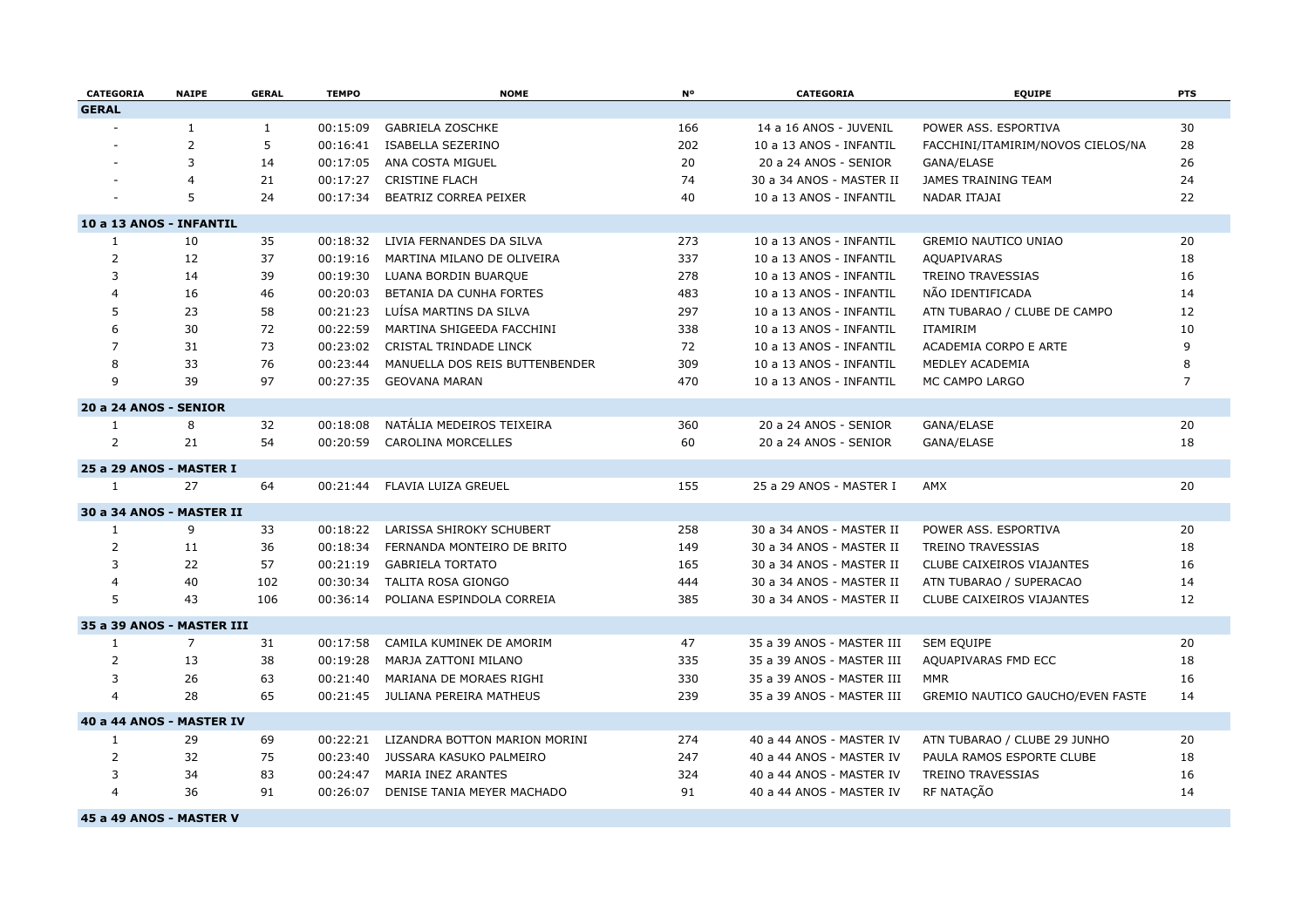| CATEGORIA | NAIPE | GERAL | TEMPO | NOME | Nº | CATEGORIA | EQUIPE | PTS |
|---|---|---|---|---|---|---|---|---|
| **GERAL** | | | | | | | | |
| - | 1 | 1 | 00:15:09 | GABRIELA ZOSCHKE | 166 | 14 a 16 ANOS - JUVENIL | POWER ASS. ESPORTIVA | 30 |
| - | 2 | 5 | 00:16:41 | ISABELLA SEZERINO | 202 | 10 a 13 ANOS - INFANTIL | FACCHINI/ITAMIRIM/NOVOS CIELOS/NA | 28 |
| - | 3 | 14 | 00:17:05 | ANA COSTA MIGUEL | 20 | 20 a 24 ANOS - SENIOR | GANA/ELASE | 26 |
| - | 4 | 21 | 00:17:27 | CRISTINE FLACH | 74 | 30 a 34 ANOS - MASTER II | JAMES TRAINING TEAM | 24 |
| - | 5 | 24 | 00:17:34 | BEATRIZ CORREA PEIXER | 40 | 10 a 13 ANOS - INFANTIL | NADAR ITAJAI | 22 |
| **10 a 13 ANOS - INFANTIL** | | | | | | | | |
| 1 | 10 | 35 | 00:18:32 | LIVIA FERNANDES DA SILVA | 273 | 10 a 13 ANOS - INFANTIL | GREMIO NAUTICO UNIAO | 20 |
| 2 | 12 | 37 | 00:19:16 | MARTINA MILANO DE OLIVEIRA | 337 | 10 a 13 ANOS - INFANTIL | AQUAPIVARAS | 18 |
| 3 | 14 | 39 | 00:19:30 | LUANA BORDIN BUARQUE | 278 | 10 a 13 ANOS - INFANTIL | TREINO TRAVESSIAS | 16 |
| 4 | 16 | 46 | 00:20:03 | BETANIA DA CUNHA FORTES | 483 | 10 a 13 ANOS - INFANTIL | NÃO IDENTIFICADA | 14 |
| 5 | 23 | 58 | 00:21:23 | LUÍSA MARTINS DA SILVA | 297 | 10 a 13 ANOS - INFANTIL | ATN TUBARAO / CLUBE DE CAMPO | 12 |
| 6 | 30 | 72 | 00:22:59 | MARTINA SHIGEEDA FACCHINI | 338 | 10 a 13 ANOS - INFANTIL | ITAMIRIM | 10 |
| 7 | 31 | 73 | 00:23:02 | CRISTAL TRINDADE LINCK | 72 | 10 a 13 ANOS - INFANTIL | ACADEMIA CORPO E ARTE | 9 |
| 8 | 33 | 76 | 00:23:44 | MANUELLA DOS REIS BUTTENBENDER | 309 | 10 a 13 ANOS - INFANTIL | MEDLEY ACADEMIA | 8 |
| 9 | 39 | 97 | 00:27:35 | GEOVANA MARAN | 470 | 10 a 13 ANOS - INFANTIL | MC CAMPO LARGO | 7 |
| **20 a 24 ANOS - SENIOR** | | | | | | | | |
| 1 | 8 | 32 | 00:18:08 | NATÁLIA MEDEIROS TEIXEIRA | 360 | 20 a 24 ANOS - SENIOR | GANA/ELASE | 20 |
| 2 | 21 | 54 | 00:20:59 | CAROLINA MORCELLES | 60 | 20 a 24 ANOS - SENIOR | GANA/ELASE | 18 |
| **25 a 29 ANOS - MASTER I** | | | | | | | | |
| 1 | 27 | 64 | 00:21:44 | FLAVIA LUIZA GREUEL | 155 | 25 a 29 ANOS - MASTER I | AMX | 20 |
| **30 a 34 ANOS - MASTER II** | | | | | | | | |
| 1 | 9 | 33 | 00:18:22 | LARISSA SHIROKY SCHUBERT | 258 | 30 a 34 ANOS - MASTER II | POWER ASS. ESPORTIVA | 20 |
| 2 | 11 | 36 | 00:18:34 | FERNANDA MONTEIRO DE BRITO | 149 | 30 a 34 ANOS - MASTER II | TREINO TRAVESSIAS | 18 |
| 3 | 22 | 57 | 00:21:19 | GABRIELA TORTATO | 165 | 30 a 34 ANOS - MASTER II | CLUBE CAIXEIROS VIAJANTES | 16 |
| 4 | 40 | 102 | 00:30:34 | TALITA ROSA GIONGO | 444 | 30 a 34 ANOS - MASTER II | ATN TUBARAO / SUPERACAO | 14 |
| 5 | 43 | 106 | 00:36:14 | POLIANA ESPINDOLA CORREIA | 385 | 30 a 34 ANOS - MASTER II | CLUBE CAIXEIROS VIAJANTES | 12 |
| **35 a 39 ANOS - MASTER III** | | | | | | | | |
| 1 | 7 | 31 | 00:17:58 | CAMILA KUMINEK DE AMORIM | 47 | 35 a 39 ANOS - MASTER III | SEM EQUIPE | 20 |
| 2 | 13 | 38 | 00:19:28 | MARJA ZATTONI MILANO | 335 | 35 a 39 ANOS - MASTER III | AQUAPIVARAS FMD ECC | 18 |
| 3 | 26 | 63 | 00:21:40 | MARIANA DE MORAES RIGHI | 330 | 35 a 39 ANOS - MASTER III | MMR | 16 |
| 4 | 28 | 65 | 00:21:45 | JULIANA PEREIRA MATHEUS | 239 | 35 a 39 ANOS - MASTER III | GREMIO NAUTICO GAUCHO/EVEN FASTE | 14 |
| **40 a 44 ANOS - MASTER IV** | | | | | | | | |
| 1 | 29 | 69 | 00:22:21 | LIZANDRA BOTTON MARION MORINI | 274 | 40 a 44 ANOS - MASTER IV | ATN TUBARAO / CLUBE 29 JUNHO | 20 |
| 2 | 32 | 75 | 00:23:40 | JUSSARA KASUKO PALMEIRO | 247 | 40 a 44 ANOS - MASTER IV | PAULA RAMOS ESPORTE CLUBE | 18 |
| 3 | 34 | 83 | 00:24:47 | MARIA INEZ ARANTES | 324 | 40 a 44 ANOS - MASTER IV | TREINO TRAVESSIAS | 16 |
| 4 | 36 | 91 | 00:26:07 | DENISE TANIA MEYER MACHADO | 91 | 40 a 44 ANOS - MASTER IV | RF NATAÇÃO | 14 |
| **45 a 49 ANOS - MASTER V** | | | | | | | | |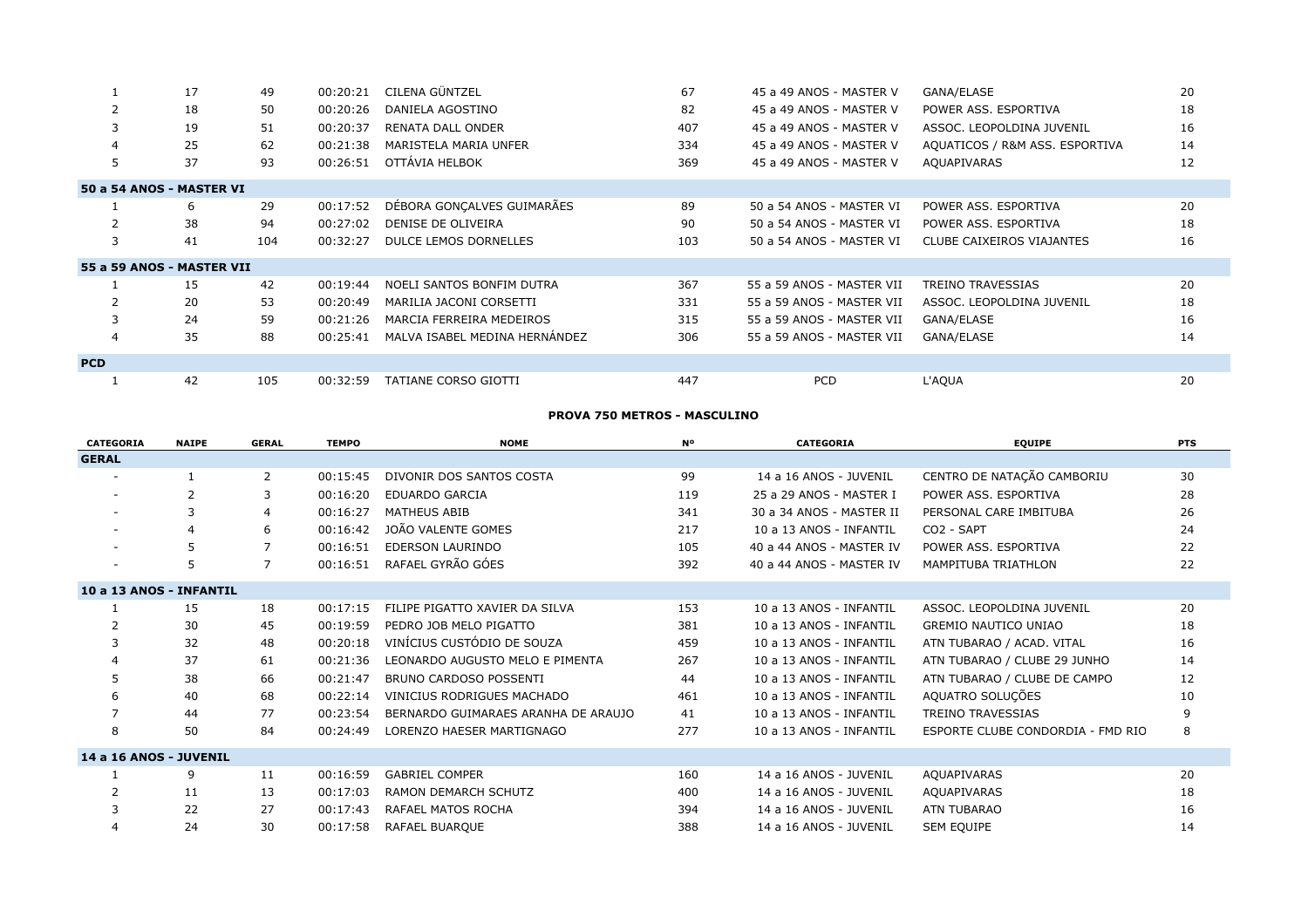| | | | | | | | | |
|---|---|---|---|---|---|---|---|---|
| 1 | 17 | 49 | 00:20:21 | CILENA GÜNTZEL | 67 | 45 a 49 ANOS - MASTER V | GANA/ELASE | 20 |
| 2 | 18 | 50 | 00:20:26 | DANIELA AGOSTINO | 82 | 45 a 49 ANOS - MASTER V | POWER ASS. ESPORTIVA | 18 |
| 3 | 19 | 51 | 00:20:37 | RENATA DALL ONDER | 407 | 45 a 49 ANOS - MASTER V | ASSOC. LEOPOLDINA JUVENIL | 16 |
| 4 | 25 | 62 | 00:21:38 | MARISTELA MARIA UNFER | 334 | 45 a 49 ANOS - MASTER V | AQUATICOS / R&M ASS. ESPORTIVA | 14 |
| 5 | 37 | 93 | 00:26:51 | OTTÁVIA HELBOK | 369 | 45 a 49 ANOS - MASTER V | AQUAPIVARAS | 12 |
| **50 a 54 ANOS - MASTER VI** | | | | | | | | |
| 1 | 6 | 29 | 00:17:52 | DÉBORA GONÇALVES GUIMARÃES | 89 | 50 a 54 ANOS - MASTER VI | POWER ASS. ESPORTIVA | 20 |
| 2 | 38 | 94 | 00:27:02 | DENISE DE OLIVEIRA | 90 | 50 a 54 ANOS - MASTER VI | POWER ASS. ESPORTIVA | 18 |
| 3 | 41 | 104 | 00:32:27 | DULCE LEMOS DORNELLES | 103 | 50 a 54 ANOS - MASTER VI | CLUBE CAIXEIROS VIAJANTES | 16 |
| **55 a 59 ANOS - MASTER VII** | | | | | | | | |
| 1 | 15 | 42 | 00:19:44 | NOELI SANTOS BONFIM DUTRA | 367 | 55 a 59 ANOS - MASTER VII | TREINO TRAVESSIAS | 20 |
| 2 | 20 | 53 | 00:20:49 | MARILIA JACONI CORSETTI | 331 | 55 a 59 ANOS - MASTER VII | ASSOC. LEOPOLDINA JUVENIL | 18 |
| 3 | 24 | 59 | 00:21:26 | MARCIA FERREIRA MEDEIROS | 315 | 55 a 59 ANOS - MASTER VII | GANA/ELASE | 16 |
| 4 | 35 | 88 | 00:25:41 | MALVA ISABEL MEDINA HERNÁNDEZ | 306 | 55 a 59 ANOS - MASTER VII | GANA/ELASE | 14 |
| **PCD** | | | | | | | | |
| 1 | 42 | 105 | 00:32:59 | TATIANE CORSO GIOTTI | 447 | PCD | L'AQUA | 20 |

**PROVA 750 METROS - MASCULINO**

| CATEGORIA | NAIPE | GERAL | TEMPO | NOME | Nº | CATEGORIA | EQUIPE | PTS |
|---|---|---|---|---|---|---|---|---|
| **GERAL** | | | | | | | | |
| - | 1 | 2 | 00:15:45 | DIVONIR DOS SANTOS COSTA | 99 | 14 a 16 ANOS - JUVENIL | CENTRO DE NATAÇÃO CAMBORIU | 30 |
| - | 2 | 3 | 00:16:20 | EDUARDO GARCIA | 119 | 25 a 29 ANOS - MASTER I | POWER ASS. ESPORTIVA | 28 |
| - | 3 | 4 | 00:16:27 | MATHEUS ABIB | 341 | 30 a 34 ANOS - MASTER II | PERSONAL CARE IMBITUBA | 26 |
| - | 4 | 6 | 00:16:42 | JOÃO VALENTE GOMES | 217 | 10 a 13 ANOS - INFANTIL | CO2 - SAPT | 24 |
| - | 5 | 7 | 00:16:51 | EDERSON LAURINDO | 105 | 40 a 44 ANOS - MASTER IV | POWER ASS. ESPORTIVA | 22 |
| - | 5 | 7 | 00:16:51 | RAFAEL GYRÃO GÓES | 392 | 40 a 44 ANOS - MASTER IV | MAMPITUBA TRIATHLON | 22 |
| **10 a 13 ANOS - INFANTIL** | | | | | | | | |
| 1 | 15 | 18 | 00:17:15 | FILIPE PIGATTO XAVIER DA SILVA | 153 | 10 a 13 ANOS - INFANTIL | ASSOC. LEOPOLDINA JUVENIL | 20 |
| 2 | 30 | 45 | 00:19:59 | PEDRO JOB MELO PIGATTO | 381 | 10 a 13 ANOS - INFANTIL | GREMIO NAUTICO UNIAO | 18 |
| 3 | 32 | 48 | 00:20:18 | VINÍCIUS CUSTÓDIO DE SOUZA | 459 | 10 a 13 ANOS - INFANTIL | ATN TUBARAO / ACAD. VITAL | 16 |
| 4 | 37 | 61 | 00:21:36 | LEONARDO AUGUSTO MELO E PIMENTA | 267 | 10 a 13 ANOS - INFANTIL | ATN TUBARAO / CLUBE 29 JUNHO | 14 |
| 5 | 38 | 66 | 00:21:47 | BRUNO CARDOSO POSSENTI | 44 | 10 a 13 ANOS - INFANTIL | ATN TUBARAO / CLUBE DE CAMPO | 12 |
| 6 | 40 | 68 | 00:22:14 | VINICIUS RODRIGUES MACHADO | 461 | 10 a 13 ANOS - INFANTIL | AQUATRO SOLUÇÕES | 10 |
| 7 | 44 | 77 | 00:23:54 | BERNARDO GUIMARAES ARANHA DE ARAUJO | 41 | 10 a 13 ANOS - INFANTIL | TREINO TRAVESSIAS | 9 |
| 8 | 50 | 84 | 00:24:49 | LORENZO HAESER MARTIGNAGO | 277 | 10 a 13 ANOS - INFANTIL | ESPORTE CLUBE CONCORDIA - FMD RIO | 8 |
| **14 a 16 ANOS - JUVENIL** | | | | | | | | |
| 1 | 9 | 11 | 00:16:59 | GABRIEL COMPER | 160 | 14 a 16 ANOS - JUVENIL | AQUAPIVARAS | 20 |
| 2 | 11 | 13 | 00:17:03 | RAMON DEMARCH SCHUTZ | 400 | 14 a 16 ANOS - JUVENIL | AQUAPIVARAS | 18 |
| 3 | 22 | 27 | 00:17:43 | RAFAEL MATOS ROCHA | 394 | 14 a 16 ANOS - JUVENIL | ATN TUBARAO | 16 |
| 4 | 24 | 30 | 00:17:58 | RAFAEL BUARQUE | 388 | 14 a 16 ANOS - JUVENIL | SEM EQUIPE | 14 |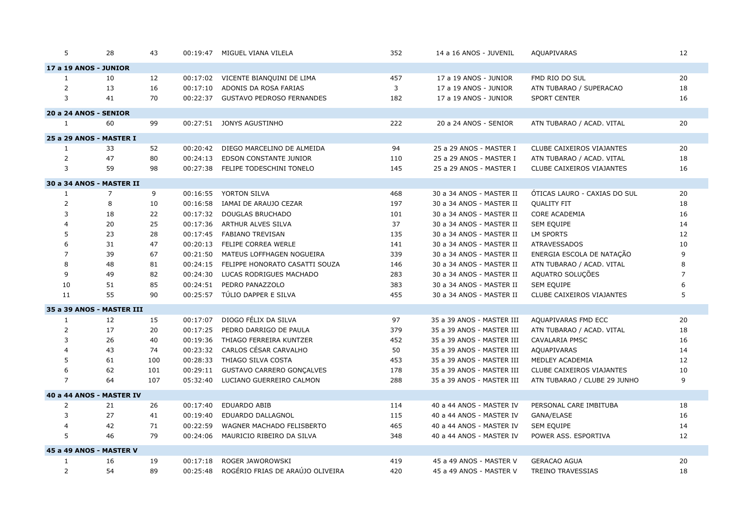| | | | | | | | | |
|---|---|---|---|---|---|---|---|---|
| 5 | 28 | 43 | 00:19:47 | MIGUEL VIANA VILELA | 352 | 14 a 16 ANOS - JUVENIL | AQUAPIVARAS | 12 |
| **17 a 19 ANOS - JUNIOR** | | | | | | | | |
| 1 | 10 | 12 | 00:17:02 | VICENTE BIANQUINI DE LIMA | 457 | 17 a 19 ANOS - JUNIOR | FMD RIO DO SUL | 20 |
| 2 | 13 | 16 | 00:17:10 | ADONIS DA ROSA FARIAS | 3 | 17 a 19 ANOS - JUNIOR | ATN TUBARAO / SUPERACAO | 18 |
| 3 | 41 | 70 | 00:22:37 | GUSTAVO PEDROSO FERNANDES | 182 | 17 a 19 ANOS - JUNIOR | SPORT CENTER | 16 |
| **20 a 24 ANOS - SENIOR** | | | | | | | | |
| 1 | 60 | 99 | 00:27:51 | JONYS AGUSTINHO | 222 | 20 a 24 ANOS - SENIOR | ATN TUBARAO / ACAD. VITAL | 20 |
| **25 a 29 ANOS - MASTER I** | | | | | | | | |
| 1 | 33 | 52 | 00:20:42 | DIEGO MARCELINO DE ALMEIDA | 94 | 25 a 29 ANOS - MASTER I | CLUBE CAIXEIROS VIAJANTES | 20 |
| 2 | 47 | 80 | 00:24:13 | EDSON CONSTANTE JUNIOR | 110 | 25 a 29 ANOS - MASTER I | ATN TUBARAO / ACAD. VITAL | 18 |
| 3 | 59 | 98 | 00:27:38 | FELIPE TODESCHINI TONELO | 145 | 25 a 29 ANOS - MASTER I | CLUBE CAIXEIROS VIAJANTES | 16 |
| **30 a 34 ANOS - MASTER II** | | | | | | | | |
| 1 | 7 | 9 | 00:16:55 | YORTON SILVA | 468 | 30 a 34 ANOS - MASTER II | ÓTICAS LAURO - CAXIAS DO SUL | 20 |
| 2 | 8 | 10 | 00:16:58 | IAMAI DE ARAUJO CEZAR | 197 | 30 a 34 ANOS - MASTER II | QUALITY FIT | 18 |
| 3 | 18 | 22 | 00:17:32 | DOUGLAS BRUCHADO | 101 | 30 a 34 ANOS - MASTER II | CORE ACADEMIA | 16 |
| 4 | 20 | 25 | 00:17:36 | ARTHUR ALVES SILVA | 37 | 30 a 34 ANOS - MASTER II | SEM EQUIPE | 14 |
| 5 | 23 | 28 | 00:17:45 | FABIANO TREVISAN | 135 | 30 a 34 ANOS - MASTER II | LM SPORTS | 12 |
| 6 | 31 | 47 | 00:20:13 | FELIPE CORREA WERLE | 141 | 30 a 34 ANOS - MASTER II | ATRAVESSADOS | 10 |
| 7 | 39 | 67 | 00:21:50 | MATEUS LOFFHAGEN NOGUEIRA | 339 | 30 a 34 ANOS - MASTER II | ENERGIA ESCOLA DE NATAÇÃO | 9 |
| 8 | 48 | 81 | 00:24:15 | FELIPPE HONORATO CASATTI SOUZA | 146 | 30 a 34 ANOS - MASTER II | ATN TUBARAO / ACAD. VITAL | 8 |
| 9 | 49 | 82 | 00:24:30 | LUCAS RODRIGUES MACHADO | 283 | 30 a 34 ANOS - MASTER II | AQUATRO SOLUÇÕES | 7 |
| 10 | 51 | 85 | 00:24:51 | PEDRO PANAZZOLO | 383 | 30 a 34 ANOS - MASTER II | SEM EQUIPE | 6 |
| 11 | 55 | 90 | 00:25:57 | TÚLIO DAPPER E SILVA | 455 | 30 a 34 ANOS - MASTER II | CLUBE CAIXEIROS VIAJANTES | 5 |
| **35 a 39 ANOS - MASTER III** | | | | | | | | |
| 1 | 12 | 15 | 00:17:07 | DIOGO FÉLIX DA SILVA | 97 | 35 a 39 ANOS - MASTER III | AQUAPIVARAS FMD ECC | 20 |
| 2 | 17 | 20 | 00:17:25 | PEDRO DARRIGO DE PAULA | 379 | 35 a 39 ANOS - MASTER III | ATN TUBARAO / ACAD. VITAL | 18 |
| 3 | 26 | 40 | 00:19:36 | THIAGO FERREIRA KUNTZER | 452 | 35 a 39 ANOS - MASTER III | CAVALARIA PMSC | 16 |
| 4 | 43 | 74 | 00:23:32 | CARLOS CÉSAR CARVALHO | 50 | 35 a 39 ANOS - MASTER III | AQUAPIVARAS | 14 |
| 5 | 61 | 100 | 00:28:33 | THIAGO SILVA COSTA | 453 | 35 a 39 ANOS - MASTER III | MEDLEY ACADEMIA | 12 |
| 6 | 62 | 101 | 00:29:11 | GUSTAVO CARRERO GONÇALVES | 178 | 35 a 39 ANOS - MASTER III | CLUBE CAIXEIROS VIAJANTES | 10 |
| 7 | 64 | 107 | 05:32:40 | LUCIANO GUERREIRO CALMON | 288 | 35 a 39 ANOS - MASTER III | ATN TUBARAO / CLUBE 29 JUNHO | 9 |
| **40 a 44 ANOS - MASTER IV** | | | | | | | | |
| 2 | 21 | 26 | 00:17:40 | EDUARDO ABIB | 114 | 40 a 44 ANOS - MASTER IV | PERSONAL CARE IMBITUBA | 18 |
| 3 | 27 | 41 | 00:19:40 | EDUARDO DALLAGNOL | 115 | 40 a 44 ANOS - MASTER IV | GANA/ELASE | 16 |
| 4 | 42 | 71 | 00:22:59 | WAGNER MACHADO FELISBERTO | 465 | 40 a 44 ANOS - MASTER IV | SEM EQUIPE | 14 |
| 5 | 46 | 79 | 00:24:06 | MAURICIO RIBEIRO DA SILVA | 348 | 40 a 44 ANOS - MASTER IV | POWER ASS. ESPORTIVA | 12 |
| **45 a 49 ANOS - MASTER V** | | | | | | | | |
| 1 | 16 | 19 | 00:17:18 | ROGER JAWOROWSKI | 419 | 45 a 49 ANOS - MASTER V | GERACAO AGUA | 20 |
| 2 | 54 | 89 | 00:25:48 | ROGÉRIO FRIAS DE ARAÚJO OLIVEIRA | 420 | 45 a 49 ANOS - MASTER V | TREINO TRAVESSIAS | 18 |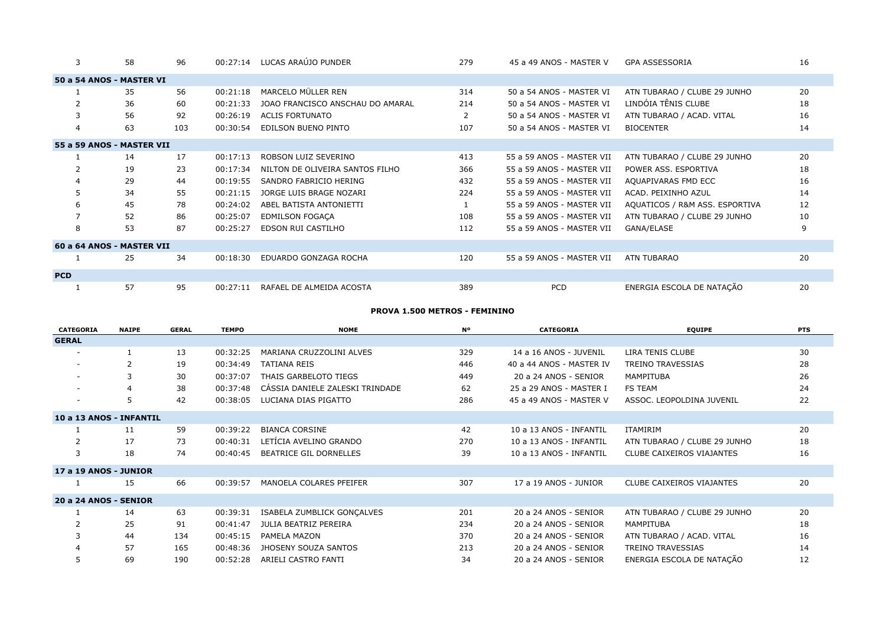| | | | | | | | | |
|---|---|---|---|---|---|---|---|---|
| 3 | 58 | 96 | 00:27:14 | LUCAS ARAÚJO PUNDER | 279 | 45 a 49 ANOS - MASTER V | GPA ASSESSORIA | 16 |
| **50 a 54 ANOS - MASTER VI** | | | | | | | | |
| 1 | 35 | 56 | 00:21:18 | MARCELO MÜLLER REN | 314 | 50 a 54 ANOS - MASTER VI | ATN TUBARAO / CLUBE 29 JUNHO | 20 |
| 2 | 36 | 60 | 00:21:33 | JOAO FRANCISCO ANSCHAU DO AMARAL | 214 | 50 a 54 ANOS - MASTER VI | LINDÓIA TÊNIS CLUBE | 18 |
| 3 | 56 | 92 | 00:26:19 | ACLIS FORTUNATO | 2 | 50 a 54 ANOS - MASTER VI | ATN TUBARAO / ACAD. VITAL | 16 |
| 4 | 63 | 103 | 00:30:54 | EDILSON BUENO PINTO | 107 | 50 a 54 ANOS - MASTER VI | BIOCENTER | 14 |
| **55 a 59 ANOS - MASTER VII** | | | | | | | | |
| 1 | 14 | 17 | 00:17:13 | ROBSON LUIZ SEVERINO | 413 | 55 a 59 ANOS - MASTER VII | ATN TUBARAO / CLUBE 29 JUNHO | 20 |
| 2 | 19 | 23 | 00:17:34 | NILTON DE OLIVEIRA SANTOS FILHO | 366 | 55 a 59 ANOS - MASTER VII | POWER ASS. ESPORTIVA | 18 |
| 4 | 29 | 44 | 00:19:55 | SANDRO FABRICIO HERING | 432 | 55 a 59 ANOS - MASTER VII | AQUAPIVARAS FMD ECC | 16 |
| 5 | 34 | 55 | 00:21:15 | JORGE LUIS BRAGE NOZARI | 224 | 55 a 59 ANOS - MASTER VII | ACAD. PEIXINHO AZUL | 14 |
| 6 | 45 | 78 | 00:24:02 | ABEL BATISTA ANTONIETTI | 1 | 55 a 59 ANOS - MASTER VII | AQUATICOS / R&M ASS. ESPORTIVA | 12 |
| 7 | 52 | 86 | 00:25:07 | EDMILSON FOGAÇA | 108 | 55 a 59 ANOS - MASTER VII | ATN TUBARAO / CLUBE 29 JUNHO | 10 |
| 8 | 53 | 87 | 00:25:27 | EDSON RUI CASTILHO | 112 | 55 a 59 ANOS - MASTER VII | GANA/ELASE | 9 |
| **60 a 64 ANOS - MASTER VII** | | | | | | | | |
| 1 | 25 | 34 | 00:18:30 | EDUARDO GONZAGA ROCHA | 120 | 55 a 59 ANOS - MASTER VII | ATN TUBARAO | 20 |
| **PCD** | | | | | | | | |
| 1 | 57 | 95 | 00:27:11 | RAFAEL DE ALMEIDA ACOSTA | 389 | PCD | ENERGIA ESCOLA DE NATAÇÃO | 20 |

**PROVA 1.500 METROS - FEMININO**

| CATEGORIA | NAIPE | GERAL | TEMPO | NOME | Nº | CATEGORIA | EQUIPE | PTS |
|---|---|---|---|---|---|---|---|---|
| **GERAL** | | | | | | | | |
| - | 1 | 13 | 00:32:25 | MARIANA CRUZZOLINI ALVES | 329 | 14 a 16 ANOS - JUVENIL | LIRA TENIS CLUBE | 30 |
| - | 2 | 19 | 00:34:49 | TATIANA REIS | 446 | 40 a 44 ANOS - MASTER IV | TREINO TRAVESSIAS | 28 |
| - | 3 | 30 | 00:37:07 | THAIS GARBELOTO TIEGS | 449 | 20 a 24 ANOS - SENIOR | MAMPITUBA | 26 |
| - | 4 | 38 | 00:37:48 | CÁSSIA DANIELE ZALESKI TRINDADE | 62 | 25 a 29 ANOS - MASTER I | FS TEAM | 24 |
| - | 5 | 42 | 00:38:05 | LUCIANA DIAS PIGATTO | 286 | 45 a 49 ANOS - MASTER V | ASSOC. LEOPOLDINA JUVENIL | 22 |
| **10 a 13 ANOS - INFANTIL** | | | | | | | | |
| 1 | 11 | 59 | 00:39:22 | BIANCA CORSINE | 42 | 10 a 13 ANOS - INFANTIL | ITAMIRIM | 20 |
| 2 | 17 | 73 | 00:40:31 | LETÍCIA AVELINO GRANDO | 270 | 10 a 13 ANOS - INFANTIL | ATN TUBARAO / CLUBE 29 JUNHO | 18 |
| 3 | 18 | 74 | 00:40:45 | BEATRICE GIL DORNELLES | 39 | 10 a 13 ANOS - INFANTIL | CLUBE CAIXEIROS VIAJANTES | 16 |
| **17 a 19 ANOS - JUNIOR** | | | | | | | | |
| 1 | 15 | 66 | 00:39:57 | MANOELA COLARES PFEIFER | 307 | 17 a 19 ANOS - JUNIOR | CLUBE CAIXEIROS VIAJANTES | 20 |
| **20 a 24 ANOS - SENIOR** | | | | | | | | |
| 1 | 14 | 63 | 00:39:31 | ISABELA ZUMBLICK GONÇALVES | 201 | 20 a 24 ANOS - SENIOR | ATN TUBARAO / CLUBE 29 JUNHO | 20 |
| 2 | 25 | 91 | 00:41:47 | JULIA BEATRIZ PEREIRA | 234 | 20 a 24 ANOS - SENIOR | MAMPITUBA | 18 |
| 3 | 44 | 134 | 00:45:15 | PAMELA MAZON | 370 | 20 a 24 ANOS - SENIOR | ATN TUBARAO / ACAD. VITAL | 16 |
| 4 | 57 | 165 | 00:48:36 | JHOSENY SOUZA SANTOS | 213 | 20 a 24 ANOS - SENIOR | TREINO TRAVESSIAS | 14 |
| 5 | 69 | 190 | 00:52:28 | ARIELI CASTRO FANTI | 34 | 20 a 24 ANOS - SENIOR | ENERGIA ESCOLA DE NATAÇÃO | 12 |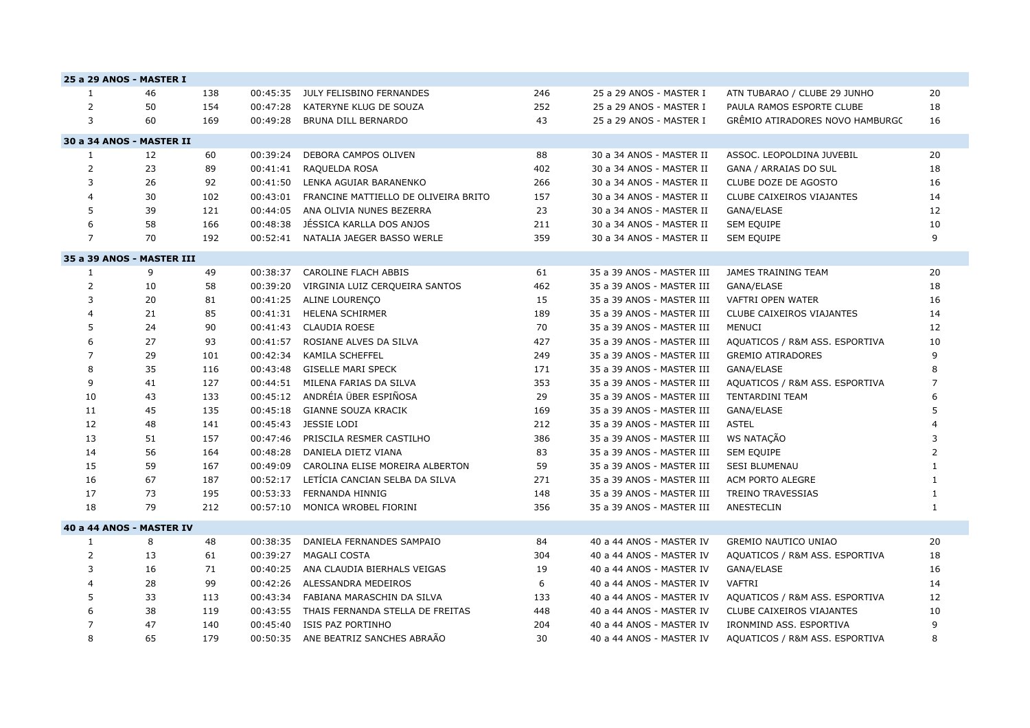| 25 a 29 ANOS - MASTER I | | | | | | | | |
|---|---|---|---|---|---|---|---|---|
| 1 | 46 | 138 | 00:45:35 | JULY FELISBINO FERNANDES | 246 | 25 a 29 ANOS - MASTER I | ATN TUBARAO / CLUBE 29 JUNHO | 20 |
| 2 | 50 | 154 | 00:47:28 | KATERYNE KLUG DE SOUZA | 252 | 25 a 29 ANOS - MASTER I | PAULA RAMOS ESPORTE CLUBE | 18 |
| 3 | 60 | 169 | 00:49:28 | BRUNA DILL BERNARDO | 43 | 25 a 29 ANOS - MASTER I | GRÊMIO ATIRADORES NOVO HAMBURGC | 16 |
| **30 a 34 ANOS - MASTER II** | | | | | | | | |
| 1 | 12 | 60 | 00:39:24 | DEBORA CAMPOS OLIVEN | 88 | 30 a 34 ANOS - MASTER II | ASSOC. LEOPOLDINA JUVEBIL | 20 |
| 2 | 23 | 89 | 00:41:41 | RAQUELDA ROSA | 402 | 30 a 34 ANOS - MASTER II | GANA / ARRAIAS DO SUL | 18 |
| 3 | 26 | 92 | 00:41:50 | LENKA AGUIAR BARANENKO | 266 | 30 a 34 ANOS - MASTER II | CLUBE DOZE DE AGOSTO | 16 |
| 4 | 30 | 102 | 00:43:01 | FRANCINE MATTIELLO DE OLIVEIRA BRITO | 157 | 30 a 34 ANOS - MASTER II | CLUBE CAIXEIROS VIAJANTES | 14 |
| 5 | 39 | 121 | 00:44:05 | ANA OLIVIA NUNES BEZERRA | 23 | 30 a 34 ANOS - MASTER II | GANA/ELASE | 12 |
| 6 | 58 | 166 | 00:48:38 | JÉSSICA KARLLA DOS ANJOS | 211 | 30 a 34 ANOS - MASTER II | SEM EQUIPE | 10 |
| 7 | 70 | 192 | 00:52:41 | NATALIA JAEGER BASSO WERLE | 359 | 30 a 34 ANOS - MASTER II | SEM EQUIPE | 9 |
| **35 a 39 ANOS - MASTER III** | | | | | | | | |
| 1 | 9 | 49 | 00:38:37 | CAROLINE FLACH ABBIS | 61 | 35 a 39 ANOS - MASTER III | JAMES TRAINING TEAM | 20 |
| 2 | 10 | 58 | 00:39:20 | VIRGINIA LUIZ CERQUEIRA SANTOS | 462 | 35 a 39 ANOS - MASTER III | GANA/ELASE | 18 |
| 3 | 20 | 81 | 00:41:25 | ALINE LOURENÇO | 15 | 35 a 39 ANOS - MASTER III | VAFTRI OPEN WATER | 16 |
| 4 | 21 | 85 | 00:41:31 | HELENA SCHIRMER | 189 | 35 a 39 ANOS - MASTER III | CLUBE CAIXEIROS VIAJANTES | 14 |
| 5 | 24 | 90 | 00:41:43 | CLAUDIA ROESE | 70 | 35 a 39 ANOS - MASTER III | MENUCI | 12 |
| 6 | 27 | 93 | 00:41:57 | ROSIANE ALVES DA SILVA | 427 | 35 a 39 ANOS - MASTER III | AQUATICOS / R&M ASS. ESPORTIVA | 10 |
| 7 | 29 | 101 | 00:42:34 | KAMILA SCHEFFEL | 249 | 35 a 39 ANOS - MASTER III | GREMIO ATIRADORES | 9 |
| 8 | 35 | 116 | 00:43:48 | GISELLE MARI SPECK | 171 | 35 a 39 ANOS - MASTER III | GANA/ELASE | 8 |
| 9 | 41 | 127 | 00:44:51 | MILENA FARIAS DA SILVA | 353 | 35 a 39 ANOS - MASTER III | AQUATICOS / R&M ASS. ESPORTIVA | 7 |
| 10 | 43 | 133 | 00:45:12 | ANDRÉIA ÜBER ESPIÑOSA | 29 | 35 a 39 ANOS - MASTER III | TENTARDINI TEAM | 6 |
| 11 | 45 | 135 | 00:45:18 | GIANNE SOUZA KRACIK | 169 | 35 a 39 ANOS - MASTER III | GANA/ELASE | 5 |
| 12 | 48 | 141 | 00:45:43 | JESSIE LODI | 212 | 35 a 39 ANOS - MASTER III | ASTEL | 4 |
| 13 | 51 | 157 | 00:47:46 | PRISCILA RESMER CASTILHO | 386 | 35 a 39 ANOS - MASTER III | WS NATAÇÃO | 3 |
| 14 | 56 | 164 | 00:48:28 | DANIELA DIETZ VIANA | 83 | 35 a 39 ANOS - MASTER III | SEM EQUIPE | 2 |
| 15 | 59 | 167 | 00:49:09 | CAROLINA ELISE MOREIRA ALBERTON | 59 | 35 a 39 ANOS - MASTER III | SESI BLUMENAU | 1 |
| 16 | 67 | 187 | 00:52:17 | LETÍCIA CANCIAN SELBA DA SILVA | 271 | 35 a 39 ANOS - MASTER III | ACM PORTO ALEGRE | 1 |
| 17 | 73 | 195 | 00:53:33 | FERNANDA HINNIG | 148 | 35 a 39 ANOS - MASTER III | TREINO TRAVESSIAS | 1 |
| 18 | 79 | 212 | 00:57:10 | MONICA WROBEL FIORINI | 356 | 35 a 39 ANOS - MASTER III | ANESTECLIN | 1 |
| **40 a 44 ANOS - MASTER IV** | | | | | | | | |
| 1 | 8 | 48 | 00:38:35 | DANIELA FERNANDES SAMPAIO | 84 | 40 a 44 ANOS - MASTER IV | GREMIO NAUTICO UNIAO | 20 |
| 2 | 13 | 61 | 00:39:27 | MAGALI COSTA | 304 | 40 a 44 ANOS - MASTER IV | AQUATICOS / R&M ASS. ESPORTIVA | 18 |
| 3 | 16 | 71 | 00:40:25 | ANA CLAUDIA BIERHALS VEIGAS | 19 | 40 a 44 ANOS - MASTER IV | GANA/ELASE | 16 |
| 4 | 28 | 99 | 00:42:26 | ALESSANDRA MEDEIROS | 6 | 40 a 44 ANOS - MASTER IV | VAFTRI | 14 |
| 5 | 33 | 113 | 00:43:34 | FABIANA MARASCHIN DA SILVA | 133 | 40 a 44 ANOS - MASTER IV | AQUATICOS / R&M ASS. ESPORTIVA | 12 |
| 6 | 38 | 119 | 00:43:55 | THAIS FERNANDA STELLA DE FREITAS | 448 | 40 a 44 ANOS - MASTER IV | CLUBE CAIXEIROS VIAJANTES | 10 |
| 7 | 47 | 140 | 00:45:40 | ISIS PAZ PORTINHO | 204 | 40 a 44 ANOS - MASTER IV | IRONMIND ASS. ESPORTIVA | 9 |
| 8 | 65 | 179 | 00:50:35 | ANE BEATRIZ SANCHES ABRAÃO | 30 | 40 a 44 ANOS - MASTER IV | AQUATICOS / R&M ASS. ESPORTIVA | 8 |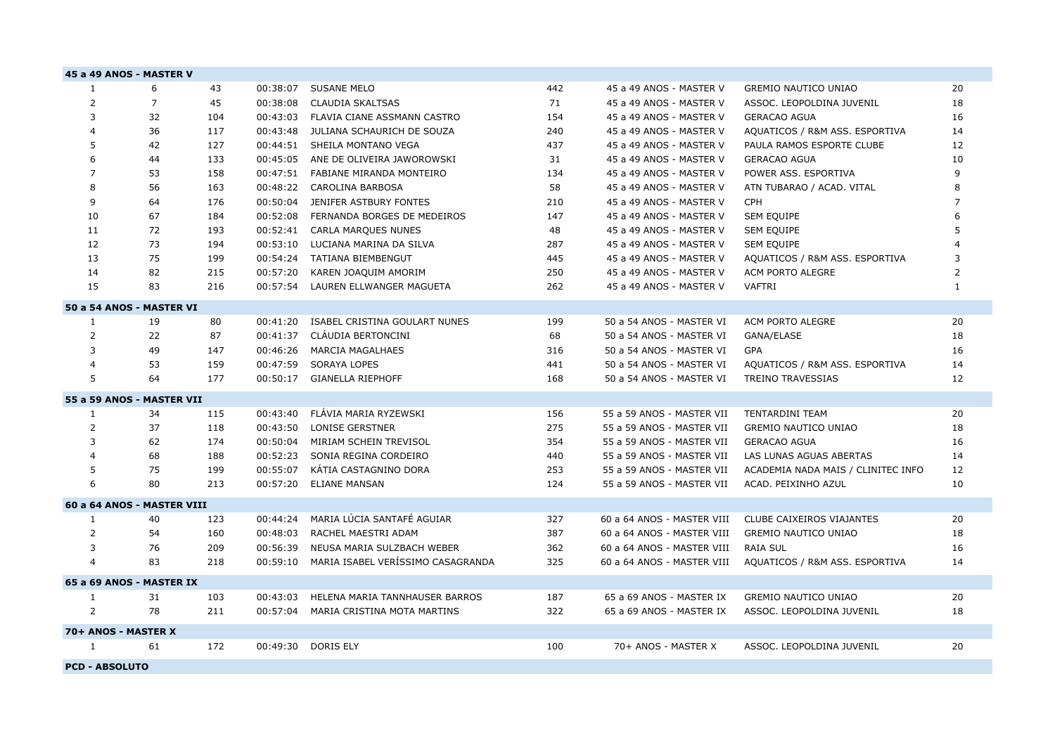**45 a 49 ANOS - MASTER V**

| | | | | | | | | |
|---|---|---|---|---|---|---|---|---|
| 1 | 6 | 43 | 00:38:07 | SUSANE MELO | 442 | 45 a 49 ANOS - MASTER V | GREMIO NAUTICO UNIAO | 20 |
| 2 | 7 | 45 | 00:38:08 | CLAUDIA SKALTSAS | 71 | 45 a 49 ANOS - MASTER V | ASSOC. LEOPOLDINA JUVENIL | 18 |
| 3 | 32 | 104 | 00:43:03 | FLAVIA CIANE ASSMANN CASTRO | 154 | 45 a 49 ANOS - MASTER V | GERACAO AGUA | 16 |
| 4 | 36 | 117 | 00:43:48 | JULIANA SCHAURICH DE SOUZA | 240 | 45 a 49 ANOS - MASTER V | AQUATICOS / R&M ASS. ESPORTIVA | 14 |
| 5 | 42 | 127 | 00:44:51 | SHEILA MONTANO VEGA | 437 | 45 a 49 ANOS - MASTER V | PAULA RAMOS ESPORTE CLUBE | 12 |
| 6 | 44 | 133 | 00:45:05 | ANE DE OLIVEIRA JAWOROWSKI | 31 | 45 a 49 ANOS - MASTER V | GERACAO AGUA | 10 |
| 7 | 53 | 158 | 00:47:51 | FABIANE MIRANDA MONTEIRO | 134 | 45 a 49 ANOS - MASTER V | POWER ASS. ESPORTIVA | 9 |
| 8 | 56 | 163 | 00:48:22 | CAROLINA BARBOSA | 58 | 45 a 49 ANOS - MASTER V | ATN TUBARAO / ACAD. VITAL | 8 |
| 9 | 64 | 176 | 00:50:04 | JENIFER ASTBURY FONTES | 210 | 45 a 49 ANOS - MASTER V | CPH | 7 |
| 10 | 67 | 184 | 00:52:08 | FERNANDA BORGES DE MEDEIROS | 147 | 45 a 49 ANOS - MASTER V | SEM EQUIPE | 6 |
| 11 | 72 | 193 | 00:52:41 | CARLA MARQUES NUNES | 48 | 45 a 49 ANOS - MASTER V | SEM EQUIPE | 5 |
| 12 | 73 | 194 | 00:53:10 | LUCIANA MARINA DA SILVA | 287 | 45 a 49 ANOS - MASTER V | SEM EQUIPE | 4 |
| 13 | 75 | 199 | 00:54:24 | TATIANA BIEMBENGUT | 445 | 45 a 49 ANOS - MASTER V | AQUATICOS / R&M ASS. ESPORTIVA | 3 |
| 14 | 82 | 215 | 00:57:20 | KAREN JOAQUIM AMORIM | 250 | 45 a 49 ANOS - MASTER V | ACM PORTO ALEGRE | 2 |
| 15 | 83 | 216 | 00:57:54 | LAUREN ELLWANGER MAGUETA | 262 | 45 a 49 ANOS - MASTER V | VAFTRI | 1 |

**50 a 54 ANOS - MASTER VI**

| | | | | | | | | |
|---|---|---|---|---|---|---|---|---|
| 1 | 19 | 80 | 00:41:20 | ISABEL CRISTINA GOULART NUNES | 199 | 50 a 54 ANOS - MASTER VI | ACM PORTO ALEGRE | 20 |
| 2 | 22 | 87 | 00:41:37 | CLÁUDIA BERTONCINI | 68 | 50 a 54 ANOS - MASTER VI | GANA/ELASE | 18 |
| 3 | 49 | 147 | 00:46:26 | MARCIA MAGALHAES | 316 | 50 a 54 ANOS - MASTER VI | GPA | 16 |
| 4 | 53 | 159 | 00:47:59 | SORAYA LOPES | 441 | 50 a 54 ANOS - MASTER VI | AQUATICOS / R&M ASS. ESPORTIVA | 14 |
| 5 | 64 | 177 | 00:50:17 | GIANELLA RIEPHOFF | 168 | 50 a 54 ANOS - MASTER VI | TREINO TRAVESSIAS | 12 |

**55 a 59 ANOS - MASTER VII**

| | | | | | | | | |
|---|---|---|---|---|---|---|---|---|
| 1 | 34 | 115 | 00:43:40 | FLÁVIA MARIA RYZEWSKI | 156 | 55 a 59 ANOS - MASTER VII | TENTARDINI TEAM | 20 |
| 2 | 37 | 118 | 00:43:50 | LONISE GERSTNER | 275 | 55 a 59 ANOS - MASTER VII | GREMIO NAUTICO UNIAO | 18 |
| 3 | 62 | 174 | 00:50:04 | MIRIAM SCHEIN TREVISOL | 354 | 55 a 59 ANOS - MASTER VII | GERACAO AGUA | 16 |
| 4 | 68 | 188 | 00:52:23 | SONIA REGINA CORDEIRO | 440 | 55 a 59 ANOS - MASTER VII | LAS LUNAS AGUAS ABERTAS | 14 |
| 5 | 75 | 199 | 00:55:07 | KÁTIA CASTAGNINO DORA | 253 | 55 a 59 ANOS - MASTER VII | ACADEMIA NADA MAIS / CLINITEC INFO | 12 |
| 6 | 80 | 213 | 00:57:20 | ELIANE MANSAN | 124 | 55 a 59 ANOS - MASTER VII | ACAD. PEIXINHO AZUL | 10 |

**60 a 64 ANOS - MASTER VIII**

| | | | | | | | | |
|---|---|---|---|---|---|---|---|---|
| 1 | 40 | 123 | 00:44:24 | MARIA LÚCIA SANTAFÉ AGUIAR | 327 | 60 a 64 ANOS - MASTER VIII | CLUBE CAIXEIROS VIAJANTES | 20 |
| 2 | 54 | 160 | 00:48:03 | RACHEL MAESTRI ADAM | 387 | 60 a 64 ANOS - MASTER VIII | GREMIO NAUTICO UNIAO | 18 |
| 3 | 76 | 209 | 00:56:39 | NEUSA MARIA SULZBACH WEBER | 362 | 60 a 64 ANOS - MASTER VIII | RAIA SUL | 16 |
| 4 | 83 | 218 | 00:59:10 | MARIA ISABEL VERÍSSIMO CASAGRANDA | 325 | 60 a 64 ANOS - MASTER VIII | AQUATICOS / R&M ASS. ESPORTIVA | 14 |

**65 a 69 ANOS - MASTER IX**

| | | | | | | | | |
|---|---|---|---|---|---|---|---|---|
| 1 | 31 | 103 | 00:43:03 | HELENA MARIA TANNHAUSER BARROS | 187 | 65 a 69 ANOS - MASTER IX | GREMIO NAUTICO UNIAO | 20 |
| 2 | 78 | 211 | 00:57:04 | MARIA CRISTINA MOTA MARTINS | 322 | 65 a 69 ANOS - MASTER IX | ASSOC. LEOPOLDINA JUVENIL | 18 |

**70+ ANOS - MASTER X**

| | | | | | | | | |
|---|---|---|---|---|---|---|---|---|
| 1 | 61 | 172 | 00:49:30 | DORIS ELY | 100 | 70+ ANOS - MASTER X | ASSOC. LEOPOLDINA JUVENIL | 20 |

**PCD - ABSOLUTO**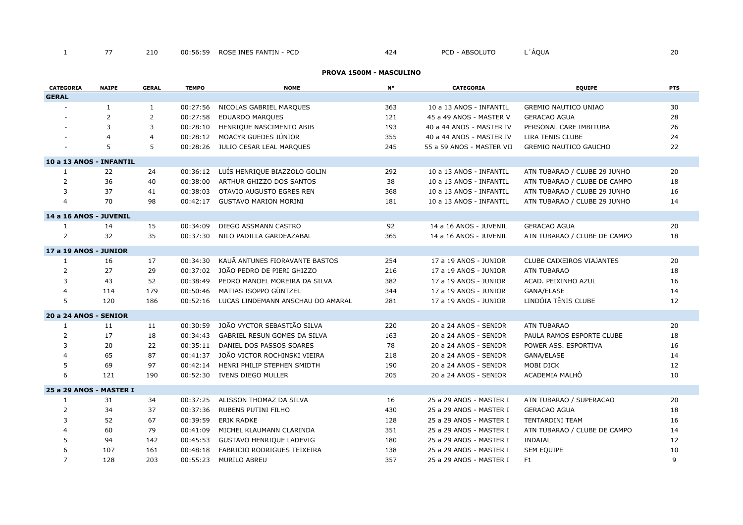| 1 | 77 | 210 | 00:56:59 | ROSE INES FANTIN - PCD | 424 | PCD - ABSOLUTO | L´ÁQUA | 20 |
|---|---|---|---|---|---|---|---|---|

## PROVA 1500M - MASCULINO

| CATEGORIA | NAIPE | GERAL | TEMPO | NOME | Nº | CATEGORIA | EQUIPE | PTS |
|---|---|---|---|---|---|---|---|---|
| **GERAL** | | | | | | | | |
| - | 1 | 1 | 00:27:56 | NICOLAS GABRIEL MARQUES | 363 | 10 a 13 ANOS - INFANTIL | GREMIO NAUTICO UNIAO | 30 |
| - | 2 | 2 | 00:27:58 | EDUARDO MARQUES | 121 | 45 a 49 ANOS - MASTER V | GERACAO AGUA | 28 |
| - | 3 | 3 | 00:28:10 | HENRIQUE NASCIMENTO ABIB | 193 | 40 a 44 ANOS - MASTER IV | PERSONAL CARE IMBITUBA | 26 |
| - | 4 | 4 | 00:28:12 | MOACYR GUEDES JÚNIOR | 355 | 40 a 44 ANOS - MASTER IV | LIRA TENIS CLUBE | 24 |
| - | 5 | 5 | 00:28:26 | JULIO CESAR LEAL MARQUES | 245 | 55 a 59 ANOS - MASTER VII | GREMIO NAUTICO GAUCHO | 22 |
| **10 a 13 ANOS - INFANTIL** | | | | | | | | |
| 1 | 22 | 24 | 00:36:12 | LUÍS HENRIQUE BIAZZOLO GOLIN | 292 | 10 a 13 ANOS - INFANTIL | ATN TUBARAO / CLUBE 29 JUNHO | 20 |
| 2 | 36 | 40 | 00:38:00 | ARTHUR GHIZZO DOS SANTOS | 38 | 10 a 13 ANOS - INFANTIL | ATN TUBARAO / CLUBE DE CAMPO | 18 |
| 3 | 37 | 41 | 00:38:03 | OTAVIO AUGUSTO EGRES REN | 368 | 10 a 13 ANOS - INFANTIL | ATN TUBARAO / CLUBE 29 JUNHO | 16 |
| 4 | 70 | 98 | 00:42:17 | GUSTAVO MARION MORINI | 181 | 10 a 13 ANOS - INFANTIL | ATN TUBARAO / CLUBE 29 JUNHO | 14 |
| **14 a 16 ANOS - JUVENIL** | | | | | | | | |
| 1 | 14 | 15 | 00:34:09 | DIEGO ASSMANN CASTRO | 92 | 14 a 16 ANOS - JUVENIL | GERACAO AGUA | 20 |
| 2 | 32 | 35 | 00:37:30 | NILO PADILLA GARDEAZABAL | 365 | 14 a 16 ANOS - JUVENIL | ATN TUBARAO / CLUBE DE CAMPO | 18 |
| **17 a 19 ANOS - JUNIOR** | | | | | | | | |
| 1 | 16 | 17 | 00:34:30 | KAUÃ ANTUNES FIORAVANTE BASTOS | 254 | 17 a 19 ANOS - JUNIOR | CLUBE CAIXEIROS VIAJANTES | 20 |
| 2 | 27 | 29 | 00:37:02 | JOÃO PEDRO DE PIERI GHIZZO | 216 | 17 a 19 ANOS - JUNIOR | ATN TUBARAO | 18 |
| 3 | 43 | 52 | 00:38:49 | PEDRO MANOEL MOREIRA DA SILVA | 382 | 17 a 19 ANOS - JUNIOR | ACAD. PEIXINHO AZUL | 16 |
| 4 | 114 | 179 | 00:50:46 | MATIAS ISOPPO GÜNTZEL | 344 | 17 a 19 ANOS - JUNIOR | GANA/ELASE | 14 |
| 5 | 120 | 186 | 00:52:16 | LUCAS LINDEMANN ANSCHAU DO AMARAL | 281 | 17 a 19 ANOS - JUNIOR | LINDÓIA TÊNIS CLUBE | 12 |
| **20 a 24 ANOS - SENIOR** | | | | | | | | |
| 1 | 11 | 11 | 00:30:59 | JOÃO VYCTOR SEBASTIÃO SILVA | 220 | 20 a 24 ANOS - SENIOR | ATN TUBARAO | 20 |
| 2 | 17 | 18 | 00:34:43 | GABRIEL RESUN GOMES DA SILVA | 163 | 20 a 24 ANOS - SENIOR | PAULA RAMOS ESPORTE CLUBE | 18 |
| 3 | 20 | 22 | 00:35:11 | DANIEL DOS PASSOS SOARES | 78 | 20 a 24 ANOS - SENIOR | POWER ASS. ESPORTIVA | 16 |
| 4 | 65 | 87 | 00:41:37 | JOÃO VICTOR ROCHINSKI VIEIRA | 218 | 20 a 24 ANOS - SENIOR | GANA/ELASE | 14 |
| 5 | 69 | 97 | 00:42:14 | HENRI PHILIP STEPHEN SMIDTH | 190 | 20 a 24 ANOS - SENIOR | MOBI DICK | 12 |
| 6 | 121 | 190 | 00:52:30 | IVENS DIEGO MULLER | 205 | 20 a 24 ANOS - SENIOR | ACADEMIA MALHÔ | 10 |
| **25 a 29 ANOS - MASTER I** | | | | | | | | |
| 1 | 31 | 34 | 00:37:25 | ALISSON THOMAZ DA SILVA | 16 | 25 a 29 ANOS - MASTER I | ATN TUBARAO / SUPERACAO | 20 |
| 2 | 34 | 37 | 00:37:36 | RUBENS PUTINI FILHO | 430 | 25 a 29 ANOS - MASTER I | GERACAO AGUA | 18 |
| 3 | 52 | 67 | 00:39:59 | ERIK RADKE | 128 | 25 a 29 ANOS - MASTER I | TENTARDINI TEAM | 16 |
| 4 | 60 | 79 | 00:41:09 | MICHEL KLAUMANN CLARINDA | 351 | 25 a 29 ANOS - MASTER I | ATN TUBARAO / CLUBE DE CAMPO | 14 |
| 5 | 94 | 142 | 00:45:53 | GUSTAVO HENRIQUE LADEVIG | 180 | 25 a 29 ANOS - MASTER I | INDAIAL | 12 |
| 6 | 107 | 161 | 00:48:18 | FABRICIO RODRIGUES TEIXEIRA | 138 | 25 a 29 ANOS - MASTER I | SEM EQUIPE | 10 |
| 7 | 128 | 203 | 00:55:23 | MURILO ABREU | 357 | 25 a 29 ANOS - MASTER I | F1 | 9 |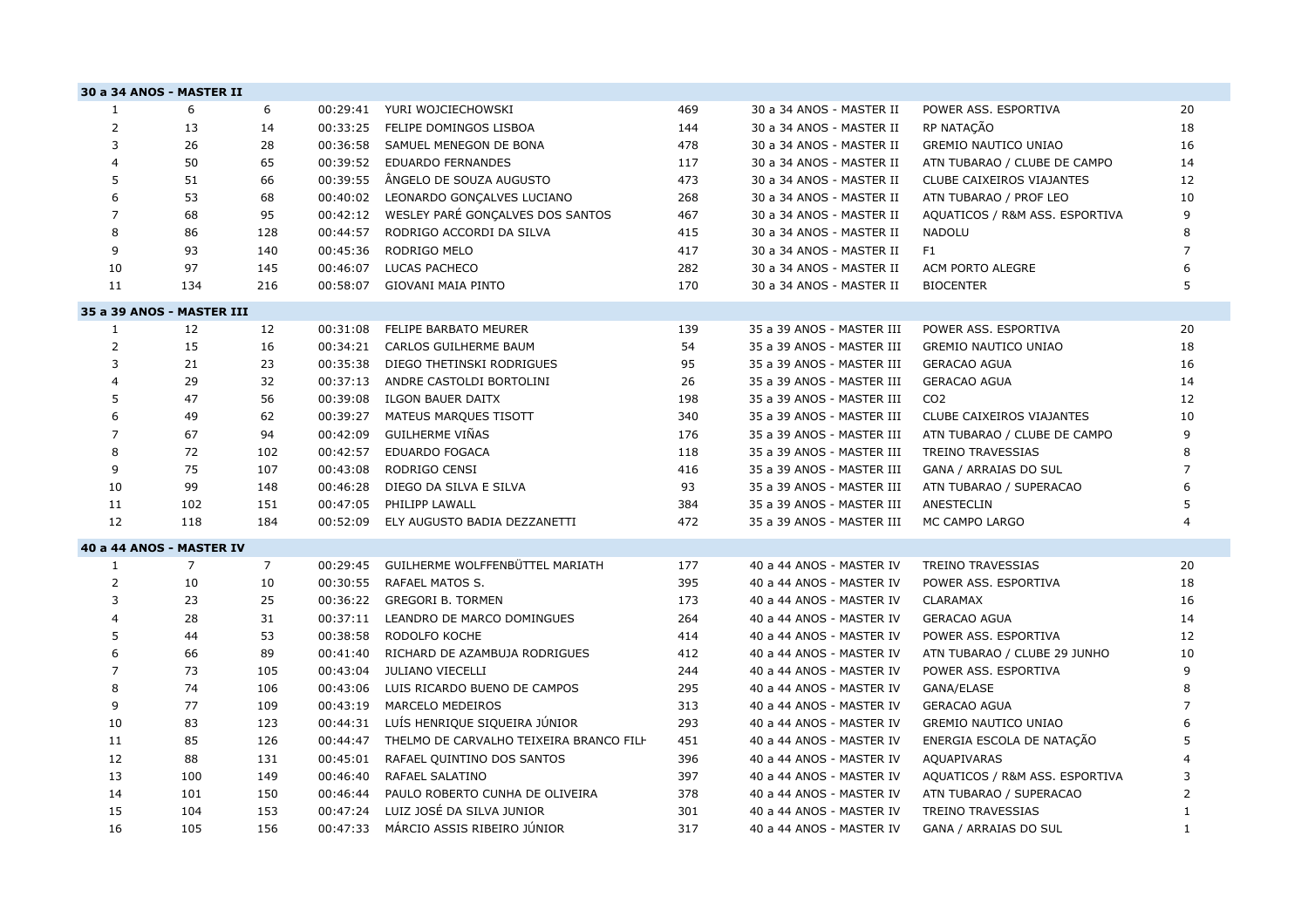**30 a 34 ANOS - MASTER II**

| | | | | | | | | |
|---|---|---|---|---|---|---|---|---|
| 1 | 6 | 6 | 00:29:41 | YURI WOJCIECHOWSKI | 469 | 30 a 34 ANOS - MASTER II | POWER ASS. ESPORTIVA | 20 |
| 2 | 13 | 14 | 00:33:25 | FELIPE DOMINGOS LISBOA | 144 | 30 a 34 ANOS - MASTER II | RP NATAÇÃO | 18 |
| 3 | 26 | 28 | 00:36:58 | SAMUEL MENEGON DE BONA | 478 | 30 a 34 ANOS - MASTER II | GREMIO NAUTICO UNIAO | 16 |
| 4 | 50 | 65 | 00:39:52 | EDUARDO FERNANDES | 117 | 30 a 34 ANOS - MASTER II | ATN TUBARAO / CLUBE DE CAMPO | 14 |
| 5 | 51 | 66 | 00:39:55 | ÂNGELO DE SOUZA AUGUSTO | 473 | 30 a 34 ANOS - MASTER II | CLUBE CAIXEIROS VIAJANTES | 12 |
| 6 | 53 | 68 | 00:40:02 | LEONARDO GONÇALVES LUCIANO | 268 | 30 a 34 ANOS - MASTER II | ATN TUBARAO / PROF LEO | 10 |
| 7 | 68 | 95 | 00:42:12 | WESLEY PARÉ GONÇALVES DOS SANTOS | 467 | 30 a 34 ANOS - MASTER II | AQUATICOS / R&M ASS. ESPORTIVA | 9 |
| 8 | 86 | 128 | 00:44:57 | RODRIGO ACCORDI DA SILVA | 415 | 30 a 34 ANOS - MASTER II | NADOLU | 8 |
| 9 | 93 | 140 | 00:45:36 | RODRIGO MELO | 417 | 30 a 34 ANOS - MASTER II | F1 | 7 |
| 10 | 97 | 145 | 00:46:07 | LUCAS PACHECO | 282 | 30 a 34 ANOS - MASTER II | ACM PORTO ALEGRE | 6 |
| 11 | 134 | 216 | 00:58:07 | GIOVANI MAIA PINTO | 170 | 30 a 34 ANOS - MASTER II | BIOCENTER | 5 |

**35 a 39 ANOS - MASTER III**

| | | | | | | | | |
|---|---|---|---|---|---|---|---|---|
| 1 | 12 | 12 | 00:31:08 | FELIPE BARBATO MEURER | 139 | 35 a 39 ANOS - MASTER III | POWER ASS. ESPORTIVA | 20 |
| 2 | 15 | 16 | 00:34:21 | CARLOS GUILHERME BAUM | 54 | 35 a 39 ANOS - MASTER III | GREMIO NAUTICO UNIAO | 18 |
| 3 | 21 | 23 | 00:35:38 | DIEGO THETINSKI RODRIGUES | 95 | 35 a 39 ANOS - MASTER III | GERACAO AGUA | 16 |
| 4 | 29 | 32 | 00:37:13 | ANDRE CASTOLDI BORTOLINI | 26 | 35 a 39 ANOS - MASTER III | GERACAO AGUA | 14 |
| 5 | 47 | 56 | 00:39:08 | ILGON BAUER DAITX | 198 | 35 a 39 ANOS - MASTER III | CO2 | 12 |
| 6 | 49 | 62 | 00:39:27 | MATEUS MARQUES TISOTT | 340 | 35 a 39 ANOS - MASTER III | CLUBE CAIXEIROS VIAJANTES | 10 |
| 7 | 67 | 94 | 00:42:09 | GUILHERME VIÑAS | 176 | 35 a 39 ANOS - MASTER III | ATN TUBARAO / CLUBE DE CAMPO | 9 |
| 8 | 72 | 102 | 00:42:57 | EDUARDO FOGACA | 118 | 35 a 39 ANOS - MASTER III | TREINO TRAVESSIAS | 8 |
| 9 | 75 | 107 | 00:43:08 | RODRIGO CENSI | 416 | 35 a 39 ANOS - MASTER III | GANA / ARRAIAS DO SUL | 7 |
| 10 | 99 | 148 | 00:46:28 | DIEGO DA SILVA E SILVA | 93 | 35 a 39 ANOS - MASTER III | ATN TUBARAO / SUPERACAO | 6 |
| 11 | 102 | 151 | 00:47:05 | PHILIPP LAWALL | 384 | 35 a 39 ANOS - MASTER III | ANESTECLIN | 5 |
| 12 | 118 | 184 | 00:52:09 | ELY AUGUSTO BADIA DEZZANETTI | 472 | 35 a 39 ANOS - MASTER III | MC CAMPO LARGO | 4 |

**40 a 44 ANOS - MASTER IV**

| | | | | | | | | |
|---|---|---|---|---|---|---|---|---|
| 1 | 7 | 7 | 00:29:45 | GUILHERME WOLFFENBÜTTEL MARIATH | 177 | 40 a 44 ANOS - MASTER IV | TREINO TRAVESSIAS | 20 |
| 2 | 10 | 10 | 00:30:55 | RAFAEL MATOS S. | 395 | 40 a 44 ANOS - MASTER IV | POWER ASS. ESPORTIVA | 18 |
| 3 | 23 | 25 | 00:36:22 | GREGORI B. TORMEN | 173 | 40 a 44 ANOS - MASTER IV | CLARAMAX | 16 |
| 4 | 28 | 31 | 00:37:11 | LEANDRO DE MARCO DOMINGUES | 264 | 40 a 44 ANOS - MASTER IV | GERACAO AGUA | 14 |
| 5 | 44 | 53 | 00:38:58 | RODOLFO KOCHE | 414 | 40 a 44 ANOS - MASTER IV | POWER ASS. ESPORTIVA | 12 |
| 6 | 66 | 89 | 00:41:40 | RICHARD DE AZAMBUJA RODRIGUES | 412 | 40 a 44 ANOS - MASTER IV | ATN TUBARAO / CLUBE 29 JUNHO | 10 |
| 7 | 73 | 105 | 00:43:04 | JULIANO VIECELLI | 244 | 40 a 44 ANOS - MASTER IV | POWER ASS. ESPORTIVA | 9 |
| 8 | 74 | 106 | 00:43:06 | LUIS RICARDO BUENO DE CAMPOS | 295 | 40 a 44 ANOS - MASTER IV | GANA/ELASE | 8 |
| 9 | 77 | 109 | 00:43:19 | MARCELO MEDEIROS | 313 | 40 a 44 ANOS - MASTER IV | GERACAO AGUA | 7 |
| 10 | 83 | 123 | 00:44:31 | LUÍS HENRIQUE SIQUEIRA JÚNIOR | 293 | 40 a 44 ANOS - MASTER IV | GREMIO NAUTICO UNIAO | 6 |
| 11 | 85 | 126 | 00:44:47 | THELMO DE CARVALHO TEIXEIRA BRANCO FILH | 451 | 40 a 44 ANOS - MASTER IV | ENERGIA ESCOLA DE NATAÇÃO | 5 |
| 12 | 88 | 131 | 00:45:01 | RAFAEL QUINTINO DOS SANTOS | 396 | 40 a 44 ANOS - MASTER IV | AQUAPIVARAS | 4 |
| 13 | 100 | 149 | 00:46:40 | RAFAEL SALATINO | 397 | 40 a 44 ANOS - MASTER IV | AQUATICOS / R&M ASS. ESPORTIVA | 3 |
| 14 | 101 | 150 | 00:46:44 | PAULO ROBERTO CUNHA DE OLIVEIRA | 378 | 40 a 44 ANOS - MASTER IV | ATN TUBARAO / SUPERACAO | 2 |
| 15 | 104 | 153 | 00:47:24 | LUIZ JOSÉ DA SILVA JUNIOR | 301 | 40 a 44 ANOS - MASTER IV | TREINO TRAVESSIAS | 1 |
| 16 | 105 | 156 | 00:47:33 | MÁRCIO ASSIS RIBEIRO JÚNIOR | 317 | 40 a 44 ANOS - MASTER IV | GANA / ARRAIAS DO SUL | 1 |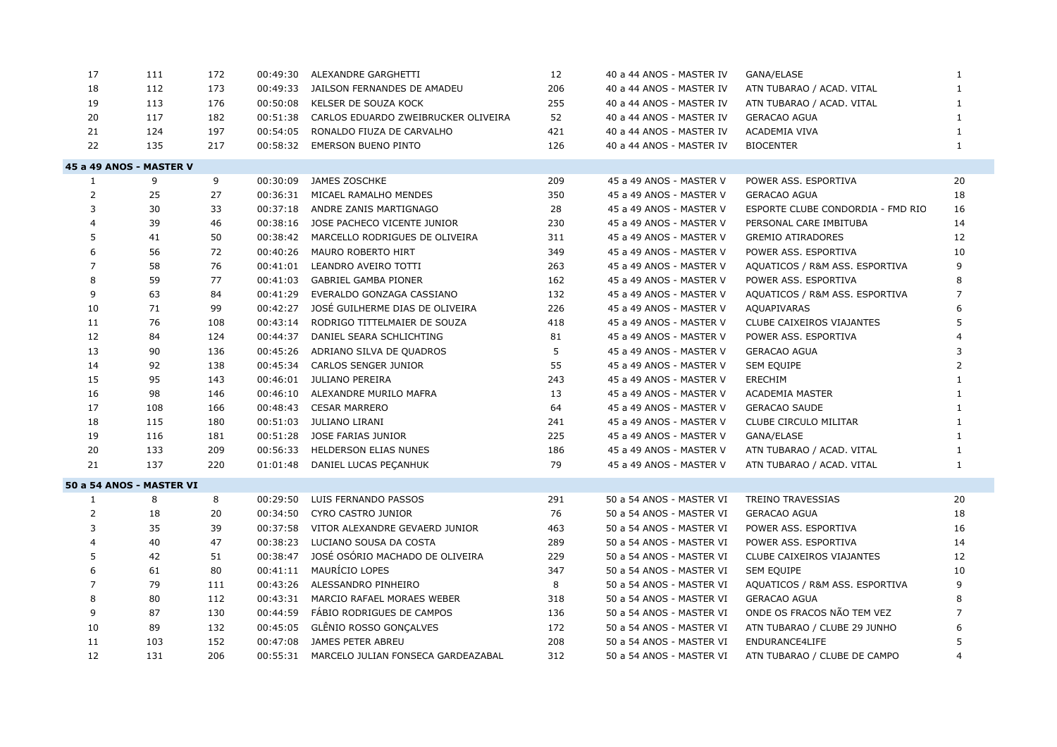| | | | | | | | | |
|---|---|---|---|---|---|---|---|---|
| 17 | 111 | 172 | 00:49:30 | ALEXANDRE GARGHETTI | 12 | 40 a 44 ANOS - MASTER IV | GANA/ELASE | 1 |
| 18 | 112 | 173 | 00:49:33 | JAILSON FERNANDES DE AMADEU | 206 | 40 a 44 ANOS - MASTER IV | ATN TUBARAO / ACAD. VITAL | 1 |
| 19 | 113 | 176 | 00:50:08 | KELSER DE SOUZA KOCK | 255 | 40 a 44 ANOS - MASTER IV | ATN TUBARAO / ACAD. VITAL | 1 |
| 20 | 117 | 182 | 00:51:38 | CARLOS EDUARDO ZWEIBRUCKER OLIVEIRA | 52 | 40 a 44 ANOS - MASTER IV | GERACAO AGUA | 1 |
| 21 | 124 | 197 | 00:54:05 | RONALDO FIUZA DE CARVALHO | 421 | 40 a 44 ANOS - MASTER IV | ACADEMIA VIVA | 1 |
| 22 | 135 | 217 | 00:58:32 | EMERSON BUENO PINTO | 126 | 40 a 44 ANOS - MASTER IV | BIOCENTER | 1 |
| **45 a 49 ANOS - MASTER V** | | | | | | | | |
| 1 | 9 | 9 | 00:30:09 | JAMES ZOSCHKE | 209 | 45 a 49 ANOS - MASTER V | POWER ASS. ESPORTIVA | 20 |
| 2 | 25 | 27 | 00:36:31 | MICAEL RAMALHO MENDES | 350 | 45 a 49 ANOS - MASTER V | GERACAO AGUA | 18 |
| 3 | 30 | 33 | 00:37:18 | ANDRE ZANIS MARTIGNAGO | 28 | 45 a 49 ANOS - MASTER V | ESPORTE CLUBE CONDORDIA - FMD RIO | 16 |
| 4 | 39 | 46 | 00:38:16 | JOSE PACHECO VICENTE JUNIOR | 230 | 45 a 49 ANOS - MASTER V | PERSONAL CARE IMBITUBA | 14 |
| 5 | 41 | 50 | 00:38:42 | MARCELLO RODRIGUES DE OLIVEIRA | 311 | 45 a 49 ANOS - MASTER V | GREMIO ATIRADORES | 12 |
| 6 | 56 | 72 | 00:40:26 | MAURO ROBERTO HIRT | 349 | 45 a 49 ANOS - MASTER V | POWER ASS. ESPORTIVA | 10 |
| 7 | 58 | 76 | 00:41:01 | LEANDRO AVEIRO TOTTI | 263 | 45 a 49 ANOS - MASTER V | AQUATICOS / R&M ASS. ESPORTIVA | 9 |
| 8 | 59 | 77 | 00:41:03 | GABRIEL GAMBA PIONER | 162 | 45 a 49 ANOS - MASTER V | POWER ASS. ESPORTIVA | 8 |
| 9 | 63 | 84 | 00:41:29 | EVERALDO GONZAGA CASSIANO | 132 | 45 a 49 ANOS - MASTER V | AQUATICOS / R&M ASS. ESPORTIVA | 7 |
| 10 | 71 | 99 | 00:42:27 | JOSÉ GUILHERME DIAS DE OLIVEIRA | 226 | 45 a 49 ANOS - MASTER V | AQUAPIVARAS | 6 |
| 11 | 76 | 108 | 00:43:14 | RODRIGO TITTELMAIER DE SOUZA | 418 | 45 a 49 ANOS - MASTER V | CLUBE CAIXEIROS VIAJANTES | 5 |
| 12 | 84 | 124 | 00:44:37 | DANIEL SEARA SCHLICHTING | 81 | 45 a 49 ANOS - MASTER V | POWER ASS. ESPORTIVA | 4 |
| 13 | 90 | 136 | 00:45:26 | ADRIANO SILVA DE QUADROS | 5 | 45 a 49 ANOS - MASTER V | GERACAO AGUA | 3 |
| 14 | 92 | 138 | 00:45:34 | CARLOS SENGER JUNIOR | 55 | 45 a 49 ANOS - MASTER V | SEM EQUIPE | 2 |
| 15 | 95 | 143 | 00:46:01 | JULIANO PEREIRA | 243 | 45 a 49 ANOS - MASTER V | ERECHIM | 1 |
| 16 | 98 | 146 | 00:46:10 | ALEXANDRE MURILO MAFRA | 13 | 45 a 49 ANOS - MASTER V | ACADEMIA MASTER | 1 |
| 17 | 108 | 166 | 00:48:43 | CESAR MARRERO | 64 | 45 a 49 ANOS - MASTER V | GERACAO SAUDE | 1 |
| 18 | 115 | 180 | 00:51:03 | JULIANO LIRANI | 241 | 45 a 49 ANOS - MASTER V | CLUBE CIRCULO MILITAR | 1 |
| 19 | 116 | 181 | 00:51:28 | JOSE FARIAS JUNIOR | 225 | 45 a 49 ANOS - MASTER V | GANA/ELASE | 1 |
| 20 | 133 | 209 | 00:56:33 | HELDERSON ELIAS NUNES | 186 | 45 a 49 ANOS - MASTER V | ATN TUBARAO / ACAD. VITAL | 1 |
| 21 | 137 | 220 | 01:01:48 | DANIEL LUCAS PEÇANHUK | 79 | 45 a 49 ANOS - MASTER V | ATN TUBARAO / ACAD. VITAL | 1 |
| **50 a 54 ANOS - MASTER VI** | | | | | | | | |
| 1 | 8 | 8 | 00:29:50 | LUIS FERNANDO PASSOS | 291 | 50 a 54 ANOS - MASTER VI | TREINO TRAVESSIAS | 20 |
| 2 | 18 | 20 | 00:34:50 | CYRO CASTRO JUNIOR | 76 | 50 a 54 ANOS - MASTER VI | GERACAO AGUA | 18 |
| 3 | 35 | 39 | 00:37:58 | VITOR ALEXANDRE GEVAERD JUNIOR | 463 | 50 a 54 ANOS - MASTER VI | POWER ASS. ESPORTIVA | 16 |
| 4 | 40 | 47 | 00:38:23 | LUCIANO SOUSA DA COSTA | 289 | 50 a 54 ANOS - MASTER VI | POWER ASS. ESPORTIVA | 14 |
| 5 | 42 | 51 | 00:38:47 | JOSÉ OSÓRIO MACHADO DE OLIVEIRA | 229 | 50 a 54 ANOS - MASTER VI | CLUBE CAIXEIROS VIAJANTES | 12 |
| 6 | 61 | 80 | 00:41:11 | MAURÍCIO LOPES | 347 | 50 a 54 ANOS - MASTER VI | SEM EQUIPE | 10 |
| 7 | 79 | 111 | 00:43:26 | ALESSANDRO PINHEIRO | 8 | 50 a 54 ANOS - MASTER VI | AQUATICOS / R&M ASS. ESPORTIVA | 9 |
| 8 | 80 | 112 | 00:43:31 | MARCIO RAFAEL MORAES WEBER | 318 | 50 a 54 ANOS - MASTER VI | GERACAO AGUA | 8 |
| 9 | 87 | 130 | 00:44:59 | FÁBIO RODRIGUES DE CAMPOS | 136 | 50 a 54 ANOS - MASTER VI | ONDE OS FRACOS NÃO TEM VEZ | 7 |
| 10 | 89 | 132 | 00:45:05 | GLÊNIO ROSSO GONÇALVES | 172 | 50 a 54 ANOS - MASTER VI | ATN TUBARAO / CLUBE 29 JUNHO | 6 |
| 11 | 103 | 152 | 00:47:08 | JAMES PETER ABREU | 208 | 50 a 54 ANOS - MASTER VI | ENDURANCE4LIFE | 5 |
| 12 | 131 | 206 | 00:55:31 | MARCELO JULIAN FONSECA GARDEAZABAL | 312 | 50 a 54 ANOS - MASTER VI | ATN TUBARAO / CLUBE DE CAMPO | 4 |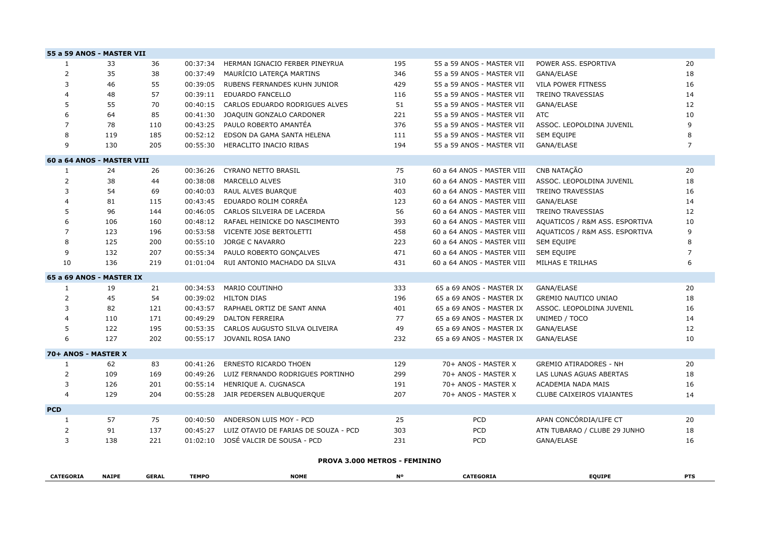| | | | | | | | | |
|---|---|---|---|---|---|---|---|---|
| **55 a 59 ANOS - MASTER VII** | | | | | | | | |
| 1 | 33 | 36 | 00:37:34 | HERMAN IGNACIO FERBER PINEYRUA | 195 | 55 a 59 ANOS - MASTER VII | POWER ASS. ESPORTIVA | 20 |
| 2 | 35 | 38 | 00:37:49 | MAURÍCIO LATERÇA MARTINS | 346 | 55 a 59 ANOS - MASTER VII | GANA/ELASE | 18 |
| 3 | 46 | 55 | 00:39:05 | RUBENS FERNANDES KUHN JUNIOR | 429 | 55 a 59 ANOS - MASTER VII | VILA POWER FITNESS | 16 |
| 4 | 48 | 57 | 00:39:11 | EDUARDO FANCELLO | 116 | 55 a 59 ANOS - MASTER VII | TREINO TRAVESSIAS | 14 |
| 5 | 55 | 70 | 00:40:15 | CARLOS EDUARDO RODRIGUES ALVES | 51 | 55 a 59 ANOS - MASTER VII | GANA/ELASE | 12 |
| 6 | 64 | 85 | 00:41:30 | JOAQUIN GONZALO CARDONER | 221 | 55 a 59 ANOS - MASTER VII | ATC | 10 |
| 7 | 78 | 110 | 00:43:25 | PAULO ROBERTO AMANTÉA | 376 | 55 a 59 ANOS - MASTER VII | ASSOC. LEOPOLDINA JUVENIL | 9 |
| 8 | 119 | 185 | 00:52:12 | EDSON DA GAMA SANTA HELENA | 111 | 55 a 59 ANOS - MASTER VII | SEM EQUIPE | 8 |
| 9 | 130 | 205 | 00:55:30 | HERACLITO INACIO RIBAS | 194 | 55 a 59 ANOS - MASTER VII | GANA/ELASE | 7 |
| **60 a 64 ANOS - MASTER VIII** | | | | | | | | |
| 1 | 24 | 26 | 00:36:26 | CYRANO NETTO BRASIL | 75 | 60 a 64 ANOS - MASTER VIII | CNB NATAÇÃO | 20 |
| 2 | 38 | 44 | 00:38:08 | MARCELLO ALVES | 310 | 60 a 64 ANOS - MASTER VIII | ASSOC. LEOPOLDINA JUVENIL | 18 |
| 3 | 54 | 69 | 00:40:03 | RAUL ALVES BUARQUE | 403 | 60 a 64 ANOS - MASTER VIII | TREINO TRAVESSIAS | 16 |
| 4 | 81 | 115 | 00:43:45 | EDUARDO ROLIM CORRÊA | 123 | 60 a 64 ANOS - MASTER VIII | GANA/ELASE | 14 |
| 5 | 96 | 144 | 00:46:05 | CARLOS SILVEIRA DE LACERDA | 56 | 60 a 64 ANOS - MASTER VIII | TREINO TRAVESSIAS | 12 |
| 6 | 106 | 160 | 00:48:12 | RAFAEL HEINICKE DO NASCIMENTO | 393 | 60 a 64 ANOS - MASTER VIII | AQUATICOS / R&M ASS. ESPORTIVA | 10 |
| 7 | 123 | 196 | 00:53:58 | VICENTE JOSE BERTOLETTI | 458 | 60 a 64 ANOS - MASTER VIII | AQUATICOS / R&M ASS. ESPORTIVA | 9 |
| 8 | 125 | 200 | 00:55:10 | JORGE C NAVARRO | 223 | 60 a 64 ANOS - MASTER VIII | SEM EQUIPE | 8 |
| 9 | 132 | 207 | 00:55:34 | PAULO ROBERTO GONÇALVES | 471 | 60 a 64 ANOS - MASTER VIII | SEM EQUIPE | 7 |
| 10 | 136 | 219 | 01:01:04 | RUI ANTONIO MACHADO DA SILVA | 431 | 60 a 64 ANOS - MASTER VIII | MILHAS E TRILHAS | 6 |
| **65 a 69 ANOS - MASTER IX** | | | | | | | | |
| 1 | 19 | 21 | 00:34:53 | MARIO COUTINHO | 333 | 65 a 69 ANOS - MASTER IX | GANA/ELASE | 20 |
| 2 | 45 | 54 | 00:39:02 | HILTON DIAS | 196 | 65 a 69 ANOS - MASTER IX | GREMIO NAUTICO UNIAO | 18 |
| 3 | 82 | 121 | 00:43:57 | RAPHAEL ORTIZ DE SANT ANNA | 401 | 65 a 69 ANOS - MASTER IX | ASSOC. LEOPOLDINA JUVENIL | 16 |
| 4 | 110 | 171 | 00:49:29 | DALTON FERREIRA | 77 | 65 a 69 ANOS - MASTER IX | UNIMED / TOCO | 14 |
| 5 | 122 | 195 | 00:53:35 | CARLOS AUGUSTO SILVA OLIVEIRA | 49 | 65 a 69 ANOS - MASTER IX | GANA/ELASE | 12 |
| 6 | 127 | 202 | 00:55:17 | JOVANIL ROSA IANO | 232 | 65 a 69 ANOS - MASTER IX | GANA/ELASE | 10 |
| **70+ ANOS - MASTER X** | | | | | | | | |
| 1 | 62 | 83 | 00:41:26 | ERNESTO RICARDO THOEN | 129 | 70+ ANOS - MASTER X | GREMIO ATIRADORES - NH | 20 |
| 2 | 109 | 169 | 00:49:26 | LUIZ FERNANDO RODRIGUES PORTINHO | 299 | 70+ ANOS - MASTER X | LAS LUNAS AGUAS ABERTAS | 18 |
| 3 | 126 | 201 | 00:55:14 | HENRIQUE A. CUGNASCA | 191 | 70+ ANOS - MASTER X | ACADEMIA NADA MAIS | 16 |
| 4 | 129 | 204 | 00:55:28 | JAIR PEDERSEN ALBUQUERQUE | 207 | 70+ ANOS - MASTER X | CLUBE CAIXEIROS VIAJANTES | 14 |
| **PCD** | | | | | | | | |
| 1 | 57 | 75 | 00:40:50 | ANDERSON LUIS MOY - PCD | 25 | PCD | APAN CONCÓRDIA/LIFE CT | 20 |
| 2 | 91 | 137 | 00:45:27 | LUIZ OTAVIO DE FARIAS DE SOUZA - PCD | 303 | PCD | ATN TUBARAO / CLUBE 29 JUNHO | 18 |
| 3 | 138 | 221 | 01:02:10 | JOSÉ VALCIR DE SOUSA - PCD | 231 | PCD | GANA/ELASE | 16 |

**PROVA 3.000 METROS - FEMININO**

| CATEGORIA | NAIPE | GERAL | TEMPO | NOME | Nº | CATEGORIA | EQUIPE | PTS |
|---|---|---|---|---|---|---|---|---|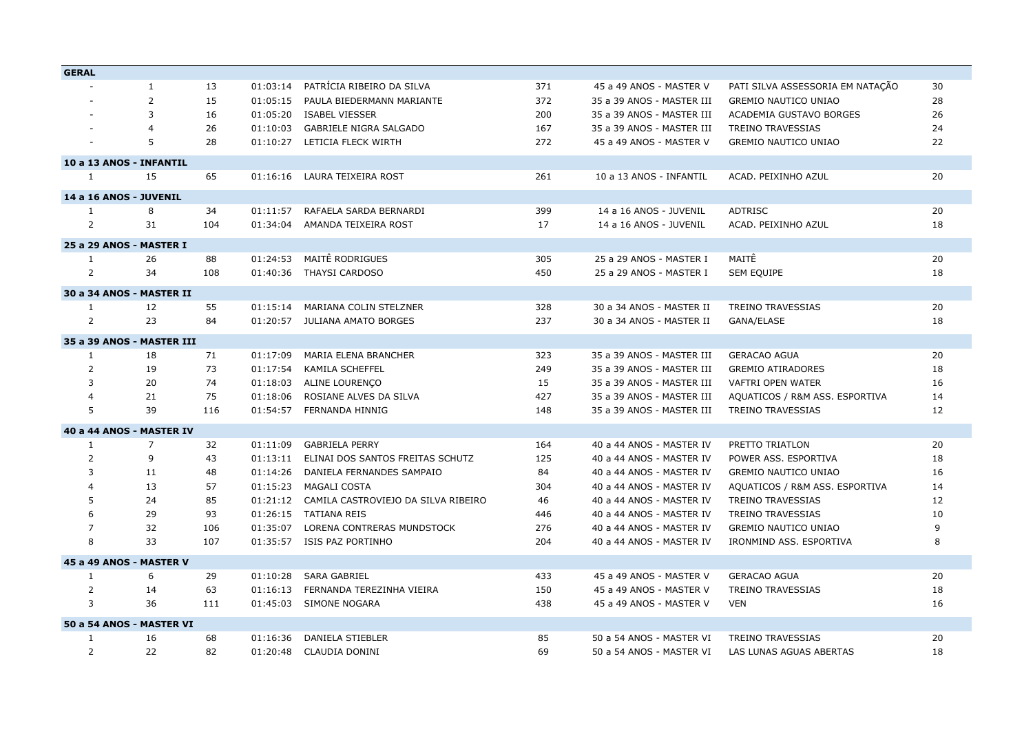| GERAL | | | | | | | | |
|---|---|---|---|---|---|---|---|---|
| - | 1 | 13 | 01:03:14 | PATRÍCIA RIBEIRO DA SILVA | 371 | 45 a 49 ANOS - MASTER V | PATI SILVA ASSESSORIA EM NATAÇÃO | 30 |
| - | 2 | 15 | 01:05:15 | PAULA BIEDERMANN MARIANTE | 372 | 35 a 39 ANOS - MASTER III | GREMIO NAUTICO UNIAO | 28 |
| - | 3 | 16 | 01:05:20 | ISABEL VIESSER | 200 | 35 a 39 ANOS - MASTER III | ACADEMIA GUSTAVO BORGES | 26 |
| - | 4 | 26 | 01:10:03 | GABRIELE NIGRA SALGADO | 167 | 35 a 39 ANOS - MASTER III | TREINO TRAVESSIAS | 24 |
| - | 5 | 28 | 01:10:27 | LETICIA FLECK WIRTH | 272 | 45 a 49 ANOS - MASTER V | GREMIO NAUTICO UNIAO | 22 |
| **10 a 13 ANOS - INFANTIL** | | | | | | | | |
| 1 | 15 | 65 | 01:16:16 | LAURA TEIXEIRA ROST | 261 | 10 a 13 ANOS - INFANTIL | ACAD. PEIXINHO AZUL | 20 |
| **14 a 16 ANOS - JUVENIL** | | | | | | | | |
| 1 | 8 | 34 | 01:11:57 | RAFAELA SARDA BERNARDI | 399 | 14 a 16 ANOS - JUVENIL | ADTRISC | 20 |
| 2 | 31 | 104 | 01:34:04 | AMANDA TEIXEIRA ROST | 17 | 14 a 16 ANOS - JUVENIL | ACAD. PEIXINHO AZUL | 18 |
| **25 a 29 ANOS - MASTER I** | | | | | | | | |
| 1 | 26 | 88 | 01:24:53 | MAITÊ RODRIGUES | 305 | 25 a 29 ANOS - MASTER I | MAITÊ | 20 |
| 2 | 34 | 108 | 01:40:36 | THAYSI CARDOSO | 450 | 25 a 29 ANOS - MASTER I | SEM EQUIPE | 18 |
| **30 a 34 ANOS - MASTER II** | | | | | | | | |
| 1 | 12 | 55 | 01:15:14 | MARIANA COLIN STELZNER | 328 | 30 a 34 ANOS - MASTER II | TREINO TRAVESSIAS | 20 |
| 2 | 23 | 84 | 01:20:57 | JULIANA AMATO BORGES | 237 | 30 a 34 ANOS - MASTER II | GANA/ELASE | 18 |
| **35 a 39 ANOS - MASTER III** | | | | | | | | |
| 1 | 18 | 71 | 01:17:09 | MARIA ELENA BRANCHER | 323 | 35 a 39 ANOS - MASTER III | GERACAO AGUA | 20 |
| 2 | 19 | 73 | 01:17:54 | KAMILA SCHEFFEL | 249 | 35 a 39 ANOS - MASTER III | GREMIO ATIRADORES | 18 |
| 3 | 20 | 74 | 01:18:03 | ALINE LOURENÇO | 15 | 35 a 39 ANOS - MASTER III | VAFTRI OPEN WATER | 16 |
| 4 | 21 | 75 | 01:18:06 | ROSIANE ALVES DA SILVA | 427 | 35 a 39 ANOS - MASTER III | AQUATICOS / R&M ASS. ESPORTIVA | 14 |
| 5 | 39 | 116 | 01:54:57 | FERNANDA HINNIG | 148 | 35 a 39 ANOS - MASTER III | TREINO TRAVESSIAS | 12 |
| **40 a 44 ANOS - MASTER IV** | | | | | | | | |
| 1 | 7 | 32 | 01:11:09 | GABRIELA PERRY | 164 | 40 a 44 ANOS - MASTER IV | PRETTO TRIATLON | 20 |
| 2 | 9 | 43 | 01:13:11 | ELINAI DOS SANTOS FREITAS SCHUTZ | 125 | 40 a 44 ANOS - MASTER IV | POWER ASS. ESPORTIVA | 18 |
| 3 | 11 | 48 | 01:14:26 | DANIELA FERNANDES SAMPAIO | 84 | 40 a 44 ANOS - MASTER IV | GREMIO NAUTICO UNIAO | 16 |
| 4 | 13 | 57 | 01:15:23 | MAGALI COSTA | 304 | 40 a 44 ANOS - MASTER IV | AQUATICOS / R&M ASS. ESPORTIVA | 14 |
| 5 | 24 | 85 | 01:21:12 | CAMILA CASTROVIEJO DA SILVA RIBEIRO | 46 | 40 a 44 ANOS - MASTER IV | TREINO TRAVESSIAS | 12 |
| 6 | 29 | 93 | 01:26:15 | TATIANA REIS | 446 | 40 a 44 ANOS - MASTER IV | TREINO TRAVESSIAS | 10 |
| 7 | 32 | 106 | 01:35:07 | LORENA CONTRERAS MUNDSTOCK | 276 | 40 a 44 ANOS - MASTER IV | GREMIO NAUTICO UNIAO | 9 |
| 8 | 33 | 107 | 01:35:57 | ISIS PAZ PORTINHO | 204 | 40 a 44 ANOS - MASTER IV | IRONMIND ASS. ESPORTIVA | 8 |
| **45 a 49 ANOS - MASTER V** | | | | | | | | |
| 1 | 6 | 29 | 01:10:28 | SARA GABRIEL | 433 | 45 a 49 ANOS - MASTER V | GERACAO AGUA | 20 |
| 2 | 14 | 63 | 01:16:13 | FERNANDA TEREZINHA VIEIRA | 150 | 45 a 49 ANOS - MASTER V | TREINO TRAVESSIAS | 18 |
| 3 | 36 | 111 | 01:45:03 | SIMONE NOGARA | 438 | 45 a 49 ANOS - MASTER V | VEN | 16 |
| **50 a 54 ANOS - MASTER VI** | | | | | | | | |
| 1 | 16 | 68 | 01:16:36 | DANIELA STIEBLER | 85 | 50 a 54 ANOS - MASTER VI | TREINO TRAVESSIAS | 20 |
| 2 | 22 | 82 | 01:20:48 | CLAUDIA DONINI | 69 | 50 a 54 ANOS - MASTER VI | LAS LUNAS AGUAS ABERTAS | 18 |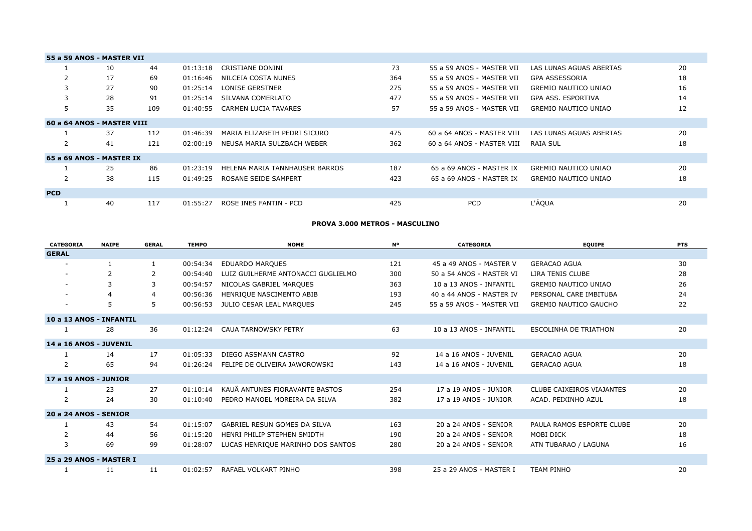| | | | | | | | | |
|---|---|---|---|---|---|---|---|---|
| **55 a 59 ANOS - MASTER VII** | | | | | | | | |
| 1 | 10 | 44 | 01:13:18 | CRISTIANE DONINI | 73 | 55 a 59 ANOS - MASTER VII | LAS LUNAS AGUAS ABERTAS | 20 |
| 2 | 17 | 69 | 01:16:46 | NILCEIA COSTA NUNES | 364 | 55 a 59 ANOS - MASTER VII | GPA ASSESSORIA | 18 |
| 3 | 27 | 90 | 01:25:14 | LONISE GERSTNER | 275 | 55 a 59 ANOS - MASTER VII | GREMIO NAUTICO UNIAO | 16 |
| 3 | 28 | 91 | 01:25:14 | SILVANA COMERLATO | 477 | 55 a 59 ANOS - MASTER VII | GPA ASS. ESPORTIVA | 14 |
| 5 | 35 | 109 | 01:40:55 | CARMEN LUCIA TAVARES | 57 | 55 a 59 ANOS - MASTER VII | GREMIO NAUTICO UNIAO | 12 |
| **60 a 64 ANOS - MASTER VIII** | | | | | | | | |
| 1 | 37 | 112 | 01:46:39 | MARIA ELIZABETH PEDRI SICURO | 475 | 60 a 64 ANOS - MASTER VIII | LAS LUNAS AGUAS ABERTAS | 20 |
| 2 | 41 | 121 | 02:00:19 | NEUSA MARIA SULZBACH WEBER | 362 | 60 a 64 ANOS - MASTER VIII | RAIA SUL | 18 |
| **65 a 69 ANOS - MASTER IX** | | | | | | | | |
| 1 | 25 | 86 | 01:23:19 | HELENA MARIA TANNHAUSER BARROS | 187 | 65 a 69 ANOS - MASTER IX | GREMIO NAUTICO UNIAO | 20 |
| 2 | 38 | 115 | 01:49:25 | ROSANE SEIDE SAMPERT | 423 | 65 a 69 ANOS - MASTER IX | GREMIO NAUTICO UNIAO | 18 |
| **PCD** | | | | | | | | |
| 1 | 40 | 117 | 01:55:27 | ROSE INES FANTIN - PCD | 425 | PCD | L'ÁQUA | 20 |

**PROVA 3.000 METROS - MASCULINO**

| CATEGORIA | NAIPE | GERAL | TEMPO | NOME | Nº | CATEGORIA | EQUIPE | PTS |
|---|---|---|---|---|---|---|---|---|
| **GERAL** | | | | | | | | |
| - | 1 | 1 | 00:54:34 | EDUARDO MARQUES | 121 | 45 a 49 ANOS - MASTER V | GERACAO AGUA | 30 |
| - | 2 | 2 | 00:54:40 | LUIZ GUILHERME ANTONACCI GUGLIELMO | 300 | 50 a 54 ANOS - MASTER VI | LIRA TENIS CLUBE | 28 |
| - | 3 | 3 | 00:54:57 | NICOLAS GABRIEL MARQUES | 363 | 10 a 13 ANOS - INFANTIL | GREMIO NAUTICO UNIAO | 26 |
| - | 4 | 4 | 00:56:36 | HENRIQUE NASCIMENTO ABIB | 193 | 40 a 44 ANOS - MASTER IV | PERSONAL CARE IMBITUBA | 24 |
| - | 5 | 5 | 00:56:53 | JULIO CESAR LEAL MARQUES | 245 | 55 a 59 ANOS - MASTER VII | GREMIO NAUTICO GAUCHO | 22 |
| **10 a 13 ANOS - INFANTIL** | | | | | | | | |
| 1 | 28 | 36 | 01:12:24 | CAUA TARNOWSKY PETRY | 63 | 10 a 13 ANOS - INFANTIL | ESCOLINHA DE TRIATHON | 20 |
| **14 a 16 ANOS - JUVENIL** | | | | | | | | |
| 1 | 14 | 17 | 01:05:33 | DIEGO ASSMANN CASTRO | 92 | 14 a 16 ANOS - JUVENIL | GERACAO AGUA | 20 |
| 2 | 65 | 94 | 01:26:24 | FELIPE DE OLIVEIRA JAWOROWSKI | 143 | 14 a 16 ANOS - JUVENIL | GERACAO AGUA | 18 |
| **17 a 19 ANOS - JUNIOR** | | | | | | | | |
| 1 | 23 | 27 | 01:10:14 | KAUÃ ANTUNES FIORAVANTE BASTOS | 254 | 17 a 19 ANOS - JUNIOR | CLUBE CAIXEIROS VIAJANTES | 20 |
| 2 | 24 | 30 | 01:10:40 | PEDRO MANOEL MOREIRA DA SILVA | 382 | 17 a 19 ANOS - JUNIOR | ACAD. PEIXINHO AZUL | 18 |
| **20 a 24 ANOS - SENIOR** | | | | | | | | |
| 1 | 43 | 54 | 01:15:07 | GABRIEL RESUN GOMES DA SILVA | 163 | 20 a 24 ANOS - SENIOR | PAULA RAMOS ESPORTE CLUBE | 20 |
| 2 | 44 | 56 | 01:15:20 | HENRI PHILIP STEPHEN SMIDTH | 190 | 20 a 24 ANOS - SENIOR | MOBI DICK | 18 |
| 3 | 69 | 99 | 01:28:07 | LUCAS HENRIQUE MARINHO DOS SANTOS | 280 | 20 a 24 ANOS - SENIOR | ATN TUBARAO / LAGUNA | 16 |
| **25 a 29 ANOS - MASTER I** | | | | | | | | |
| 1 | 11 | 11 | 01:02:57 | RAFAEL VOLKART PINHO | 398 | 25 a 29 ANOS - MASTER I | TEAM PINHO | 20 |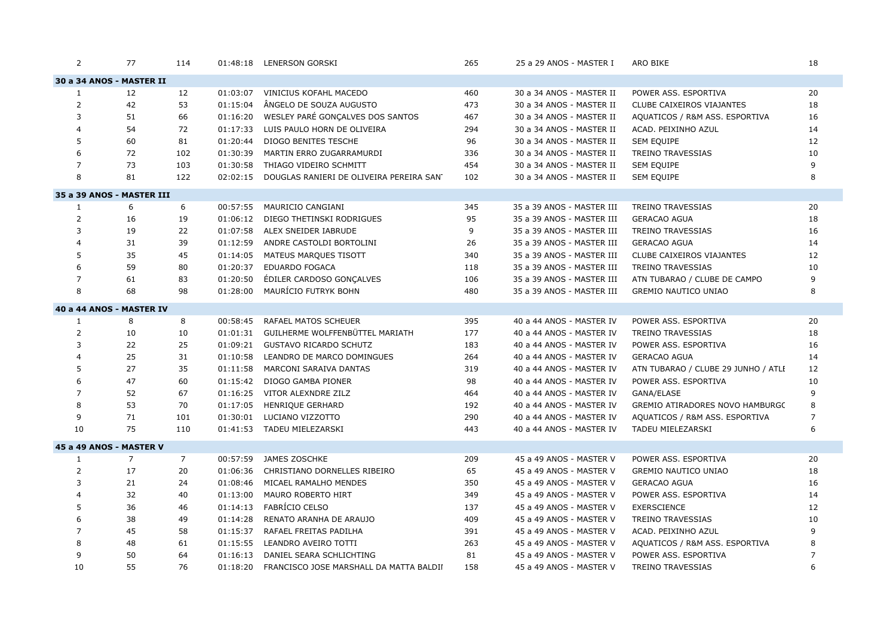| 2 | 77 | 114 | 01:48:18 | LENERSON GORSKI | 265 | 25 a 29 ANOS - MASTER I | ARO BIKE | 18 |
|---|---|---|---|---|---|---|---|---|
| **30 a 34 ANOS - MASTER II** | | | | | | | | |
| 1 | 12 | 12 | 01:03:07 | VINICIUS KOFAHL MACEDO | 460 | 30 a 34 ANOS - MASTER II | POWER ASS. ESPORTIVA | 20 |
| 2 | 42 | 53 | 01:15:04 | ÂNGELO DE SOUZA AUGUSTO | 473 | 30 a 34 ANOS - MASTER II | CLUBE CAIXEIROS VIAJANTES | 18 |
| 3 | 51 | 66 | 01:16:20 | WESLEY PARÉ GONÇALVES DOS SANTOS | 467 | 30 a 34 ANOS - MASTER II | AQUATICOS / R&M ASS. ESPORTIVA | 16 |
| 4 | 54 | 72 | 01:17:33 | LUIS PAULO HORN DE OLIVEIRA | 294 | 30 a 34 ANOS - MASTER II | ACAD. PEIXINHO AZUL | 14 |
| 5 | 60 | 81 | 01:20:44 | DIOGO BENITES TESCHE | 96 | 30 a 34 ANOS - MASTER II | SEM EQUIPE | 12 |
| 6 | 72 | 102 | 01:30:39 | MARTIN ERRO ZUGARRAMURDI | 336 | 30 a 34 ANOS - MASTER II | TREINO TRAVESSIAS | 10 |
| 7 | 73 | 103 | 01:30:58 | THIAGO VIDEIRO SCHMITT | 454 | 30 a 34 ANOS - MASTER II | SEM EQUIPE | 9 |
| 8 | 81 | 122 | 02:02:15 | DOUGLAS RANIERI DE OLIVEIRA PEREIRA SAN | 102 | 30 a 34 ANOS - MASTER II | SEM EQUIPE | 8 |
| **35 a 39 ANOS - MASTER III** | | | | | | | | |
| 1 | 6 | 6 | 00:57:55 | MAURICIO CANGIANI | 345 | 35 a 39 ANOS - MASTER III | TREINO TRAVESSIAS | 20 |
| 2 | 16 | 19 | 01:06:12 | DIEGO THETINSKI RODRIGUES | 95 | 35 a 39 ANOS - MASTER III | GERACAO AGUA | 18 |
| 3 | 19 | 22 | 01:07:58 | ALEX SNEIDER IABRUDE | 9 | 35 a 39 ANOS - MASTER III | TREINO TRAVESSIAS | 16 |
| 4 | 31 | 39 | 01:12:59 | ANDRE CASTOLDI BORTOLINI | 26 | 35 a 39 ANOS - MASTER III | GERACAO AGUA | 14 |
| 5 | 35 | 45 | 01:14:05 | MATEUS MARQUES TISOTT | 340 | 35 a 39 ANOS - MASTER III | CLUBE CAIXEIROS VIAJANTES | 12 |
| 6 | 59 | 80 | 01:20:37 | EDUARDO FOGACA | 118 | 35 a 39 ANOS - MASTER III | TREINO TRAVESSIAS | 10 |
| 7 | 61 | 83 | 01:20:50 | ÉDILER CARDOSO GONÇALVES | 106 | 35 a 39 ANOS - MASTER III | ATN TUBARAO / CLUBE DE CAMPO | 9 |
| 8 | 68 | 98 | 01:28:00 | MAURÍCIO FUTRYK BOHN | 480 | 35 a 39 ANOS - MASTER III | GREMIO NAUTICO UNIAO | 8 |
| **40 a 44 ANOS - MASTER IV** | | | | | | | | |
| 1 | 8 | 8 | 00:58:45 | RAFAEL MATOS SCHEUER | 395 | 40 a 44 ANOS - MASTER IV | POWER ASS. ESPORTIVA | 20 |
| 2 | 10 | 10 | 01:01:31 | GUILHERME WOLFFENBÜTTEL MARIATH | 177 | 40 a 44 ANOS - MASTER IV | TREINO TRAVESSIAS | 18 |
| 3 | 22 | 25 | 01:09:21 | GUSTAVO RICARDO SCHUTZ | 183 | 40 a 44 ANOS - MASTER IV | POWER ASS. ESPORTIVA | 16 |
| 4 | 25 | 31 | 01:10:58 | LEANDRO DE MARCO DOMINGUES | 264 | 40 a 44 ANOS - MASTER IV | GERACAO AGUA | 14 |
| 5 | 27 | 35 | 01:11:58 | MARCONI SARAIVA DANTAS | 319 | 40 a 44 ANOS - MASTER IV | ATN TUBARAO / CLUBE 29 JUNHO / ATLI | 12 |
| 6 | 47 | 60 | 01:15:42 | DIOGO GAMBA PIONER | 98 | 40 a 44 ANOS - MASTER IV | POWER ASS. ESPORTIVA | 10 |
| 7 | 52 | 67 | 01:16:25 | VITOR ALEXNDRE ZILZ | 464 | 40 a 44 ANOS - MASTER IV | GANA/ELASE | 9 |
| 8 | 53 | 70 | 01:17:05 | HENRIQUE GERHARD | 192 | 40 a 44 ANOS - MASTER IV | GREMIO ATIRADORES NOVO HAMBURGC | 8 |
| 9 | 71 | 101 | 01:30:01 | LUCIANO VIZZOTTO | 290 | 40 a 44 ANOS - MASTER IV | AQUATICOS / R&M ASS. ESPORTIVA | 7 |
| 10 | 75 | 110 | 01:41:53 | TADEU MIELEZARSKI | 443 | 40 a 44 ANOS - MASTER IV | TADEU MIELEZARSKI | 6 |
| **45 a 49 ANOS - MASTER V** | | | | | | | | |
| 1 | 7 | 7 | 00:57:59 | JAMES ZOSCHKE | 209 | 45 a 49 ANOS - MASTER V | POWER ASS. ESPORTIVA | 20 |
| 2 | 17 | 20 | 01:06:36 | CHRISTIANO DORNELLES RIBEIRO | 65 | 45 a 49 ANOS - MASTER V | GREMIO NAUTICO UNIAO | 18 |
| 3 | 21 | 24 | 01:08:46 | MICAEL RAMALHO MENDES | 350 | 45 a 49 ANOS - MASTER V | GERACAO AGUA | 16 |
| 4 | 32 | 40 | 01:13:00 | MAURO ROBERTO HIRT | 349 | 45 a 49 ANOS - MASTER V | POWER ASS. ESPORTIVA | 14 |
| 5 | 36 | 46 | 01:14:13 | FABRÍCIO CELSO | 137 | 45 a 49 ANOS - MASTER V | EXERSCIENCE | 12 |
| 6 | 38 | 49 | 01:14:28 | RENATO ARANHA DE ARAUJO | 409 | 45 a 49 ANOS - MASTER V | TREINO TRAVESSIAS | 10 |
| 7 | 45 | 58 | 01:15:37 | RAFAEL FREITAS PADILHA | 391 | 45 a 49 ANOS - MASTER V | ACAD. PEIXINHO AZUL | 9 |
| 8 | 48 | 61 | 01:15:55 | LEANDRO AVEIRO TOTTI | 263 | 45 a 49 ANOS - MASTER V | AQUATICOS / R&M ASS. ESPORTIVA | 8 |
| 9 | 50 | 64 | 01:16:13 | DANIEL SEARA SCHLICHTING | 81 | 45 a 49 ANOS - MASTER V | POWER ASS. ESPORTIVA | 7 |
| 10 | 55 | 76 | 01:18:20 | FRANCISCO JOSE MARSHALL DA MATTA BALDII | 158 | 45 a 49 ANOS - MASTER V | TREINO TRAVESSIAS | 6 |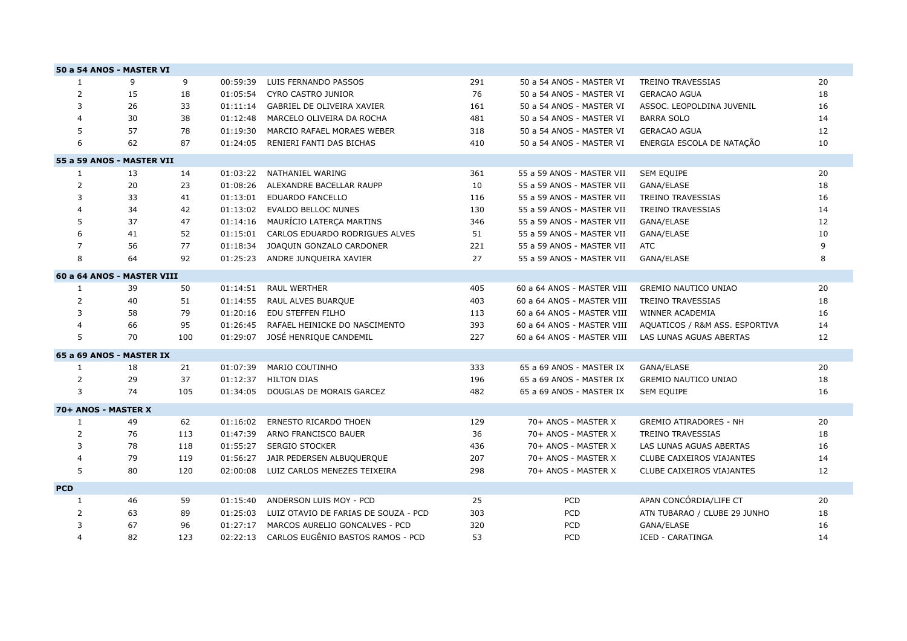| | | | | | | | | |
|---|---|---|---|---|---|---|---|---|
| **50 a 54 ANOS - MASTER VI** | | | | | | | | |
| 1 | 9 | 9 | 00:59:39 | LUIS FERNANDO PASSOS | 291 | 50 a 54 ANOS - MASTER VI | TREINO TRAVESSIAS | 20 |
| 2 | 15 | 18 | 01:05:54 | CYRO CASTRO JUNIOR | 76 | 50 a 54 ANOS - MASTER VI | GERACAO AGUA | 18 |
| 3 | 26 | 33 | 01:11:14 | GABRIEL DE OLIVEIRA XAVIER | 161 | 50 a 54 ANOS - MASTER VI | ASSOC. LEOPOLDINA JUVENIL | 16 |
| 4 | 30 | 38 | 01:12:48 | MARCELO OLIVEIRA DA ROCHA | 481 | 50 a 54 ANOS - MASTER VI | BARRA SOLO | 14 |
| 5 | 57 | 78 | 01:19:30 | MARCIO RAFAEL MORAES WEBER | 318 | 50 a 54 ANOS - MASTER VI | GERACAO AGUA | 12 |
| 6 | 62 | 87 | 01:24:05 | RENIERI FANTI DAS BICHAS | 410 | 50 a 54 ANOS - MASTER VI | ENERGIA ESCOLA DE NATAÇÃO | 10 |
| **55 a 59 ANOS - MASTER VII** | | | | | | | | |
| 1 | 13 | 14 | 01:03:22 | NATHANIEL WARING | 361 | 55 a 59 ANOS - MASTER VII | SEM EQUIPE | 20 |
| 2 | 20 | 23 | 01:08:26 | ALEXANDRE BACELLAR RAUPP | 10 | 55 a 59 ANOS - MASTER VII | GANA/ELASE | 18 |
| 3 | 33 | 41 | 01:13:01 | EDUARDO FANCELLO | 116 | 55 a 59 ANOS - MASTER VII | TREINO TRAVESSIAS | 16 |
| 4 | 34 | 42 | 01:13:02 | EVALDO BELLOC NUNES | 130 | 55 a 59 ANOS - MASTER VII | TREINO TRAVESSIAS | 14 |
| 5 | 37 | 47 | 01:14:16 | MAURÍCIO LATERÇA MARTINS | 346 | 55 a 59 ANOS - MASTER VII | GANA/ELASE | 12 |
| 6 | 41 | 52 | 01:15:01 | CARLOS EDUARDO RODRIGUES ALVES | 51 | 55 a 59 ANOS - MASTER VII | GANA/ELASE | 10 |
| 7 | 56 | 77 | 01:18:34 | JOAQUIN GONZALO CARDONER | 221 | 55 a 59 ANOS - MASTER VII | ATC | 9 |
| 8 | 64 | 92 | 01:25:23 | ANDRE JUNQUEIRA XAVIER | 27 | 55 a 59 ANOS - MASTER VII | GANA/ELASE | 8 |
| **60 a 64 ANOS - MASTER VIII** | | | | | | | | |
| 1 | 39 | 50 | 01:14:51 | RAUL WERTHER | 405 | 60 a 64 ANOS - MASTER VIII | GREMIO NAUTICO UNIAO | 20 |
| 2 | 40 | 51 | 01:14:55 | RAUL ALVES BUARQUE | 403 | 60 a 64 ANOS - MASTER VIII | TREINO TRAVESSIAS | 18 |
| 3 | 58 | 79 | 01:20:16 | EDU STEFFEN FILHO | 113 | 60 a 64 ANOS - MASTER VIII | WINNER ACADEMIA | 16 |
| 4 | 66 | 95 | 01:26:45 | RAFAEL HEINICKE DO NASCIMENTO | 393 | 60 a 64 ANOS - MASTER VIII | AQUATICOS / R&M ASS. ESPORTIVA | 14 |
| 5 | 70 | 100 | 01:29:07 | JOSÉ HENRIQUE CANDEMIL | 227 | 60 a 64 ANOS - MASTER VIII | LAS LUNAS AGUAS ABERTAS | 12 |
| **65 a 69 ANOS - MASTER IX** | | | | | | | | |
| 1 | 18 | 21 | 01:07:39 | MARIO COUTINHO | 333 | 65 a 69 ANOS - MASTER IX | GANA/ELASE | 20 |
| 2 | 29 | 37 | 01:12:37 | HILTON DIAS | 196 | 65 a 69 ANOS - MASTER IX | GREMIO NAUTICO UNIAO | 18 |
| 3 | 74 | 105 | 01:34:05 | DOUGLAS DE MORAIS GARCEZ | 482 | 65 a 69 ANOS - MASTER IX | SEM EQUIPE | 16 |
| **70+ ANOS - MASTER X** | | | | | | | | |
| 1 | 49 | 62 | 01:16:02 | ERNESTO RICARDO THOEN | 129 | 70+ ANOS - MASTER X | GREMIO ATIRADORES - NH | 20 |
| 2 | 76 | 113 | 01:47:39 | ARNO FRANCISCO BAUER | 36 | 70+ ANOS - MASTER X | TREINO TRAVESSIAS | 18 |
| 3 | 78 | 118 | 01:55:27 | SERGIO STOCKER | 436 | 70+ ANOS - MASTER X | LAS LUNAS AGUAS ABERTAS | 16 |
| 4 | 79 | 119 | 01:56:27 | JAIR PEDERSEN ALBUQUERQUE | 207 | 70+ ANOS - MASTER X | CLUBE CAIXEIROS VIAJANTES | 14 |
| 5 | 80 | 120 | 02:00:08 | LUIZ CARLOS MENEZES TEIXEIRA | 298 | 70+ ANOS - MASTER X | CLUBE CAIXEIROS VIAJANTES | 12 |
| **PCD** | | | | | | | | |
| 1 | 46 | 59 | 01:15:40 | ANDERSON LUIS MOY - PCD | 25 | PCD | APAN CONCÓRDIA/LIFE CT | 20 |
| 2 | 63 | 89 | 01:25:03 | LUIZ OTAVIO DE FARIAS DE SOUZA - PCD | 303 | PCD | ATN TUBARAO / CLUBE 29 JUNHO | 18 |
| 3 | 67 | 96 | 01:27:17 | MARCOS AURELIO GONCALVES - PCD | 320 | PCD | GANA/ELASE | 16 |
| 4 | 82 | 123 | 02:22:13 | CARLOS EUGÊNIO BASTOS RAMOS - PCD | 53 | PCD | ICED - CARATINGA | 14 |